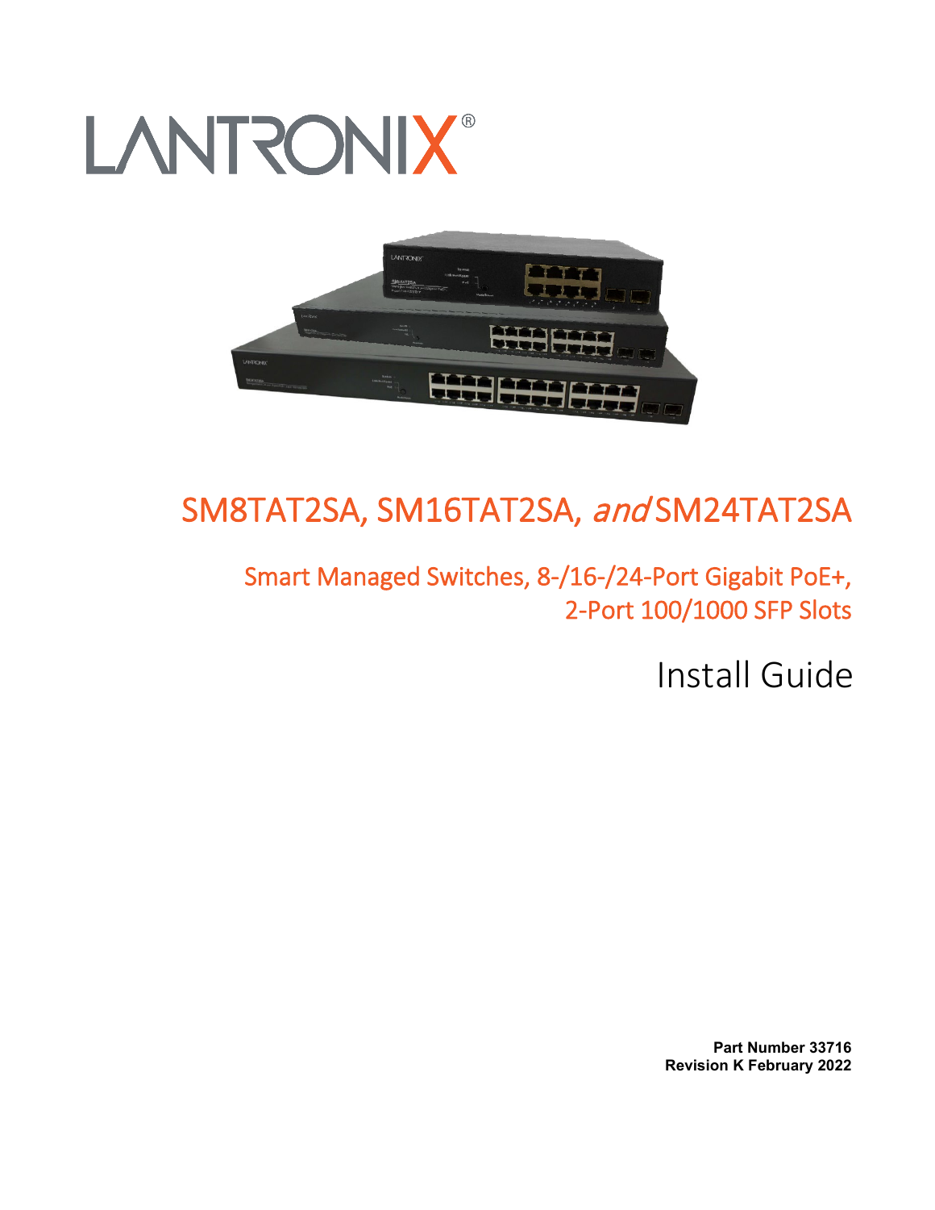LANTRONIX®

# SM8TAT2SA, SM16TAT2SA, *and* SM24TAT2SA

## Smart Managed Switches, 8-/16-/24-Port Gigabit PoE+, 2-Port 100/1000 SFP Slots

# Install Guide

**Part Number 33716**
**Revision K February 2022**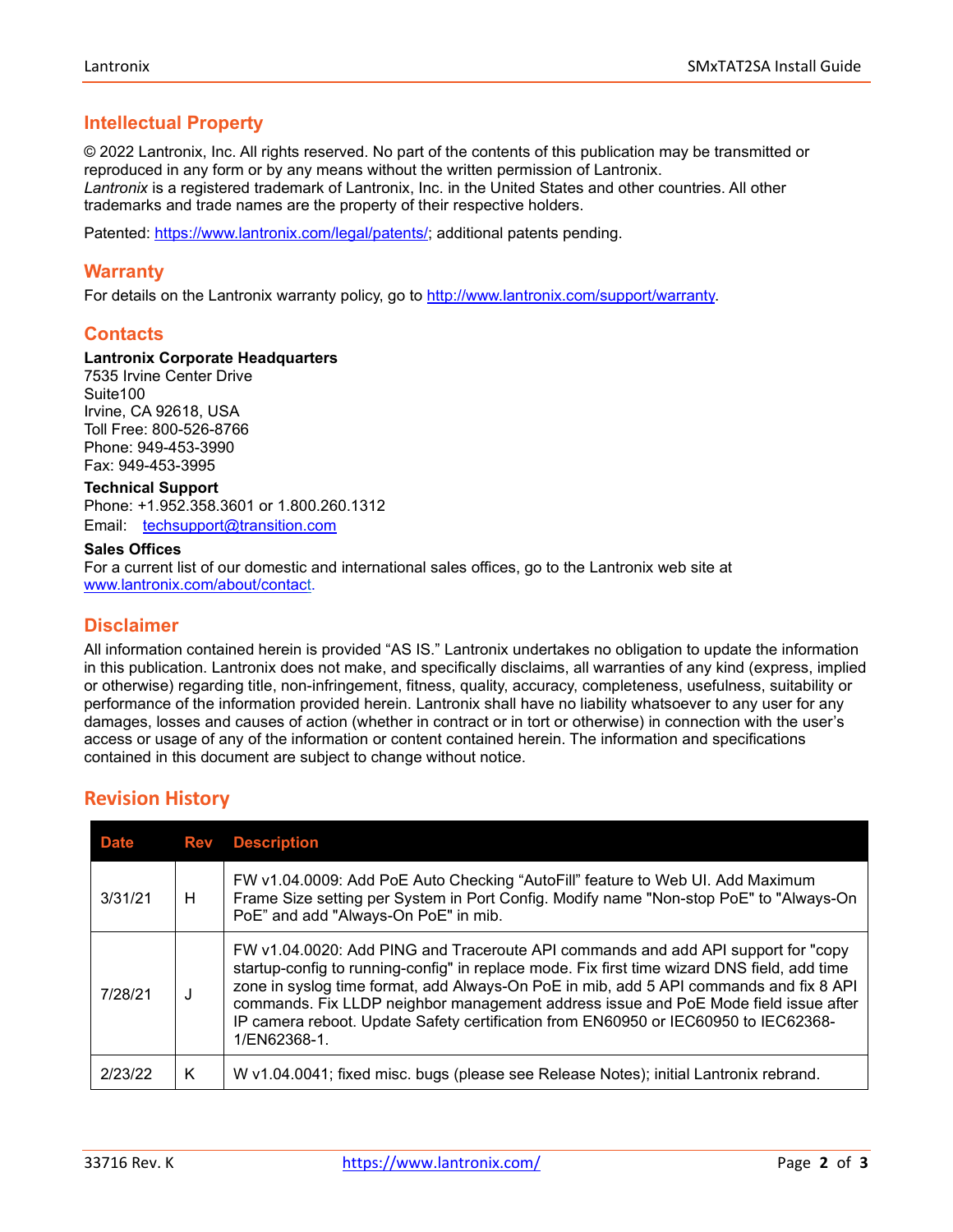## Intellectual Property

© 2022 Lantronix, Inc. All rights reserved. No part of the contents of this publication may be transmitted or reproduced in any form or by any means without the written permission of Lantronix.
*Lantronix* is a registered trademark of Lantronix, Inc. in the United States and other countries. All other trademarks and trade names are the property of their respective holders.

Patented: https://www.lantronix.com/legal/patents/; additional patents pending.

## Warranty

For details on the Lantronix warranty policy, go to http://www.lantronix.com/support/warranty.

## Contacts

**Lantronix Corporate Headquarters**
7535 Irvine Center Drive
Suite100
Irvine, CA 92618, USA
Toll Free: 800-526-8766
Phone: 949-453-3990
Fax: 949-453-3995

**Technical Support**
Phone: +1.952.358.3601 or 1.800.260.1312
Email: techsupport@transition.com

**Sales Offices**
For a current list of our domestic and international sales offices, go to the Lantronix web site at www.lantronix.com/about/contact.

## Disclaimer

All information contained herein is provided "AS IS." Lantronix undertakes no obligation to update the information in this publication. Lantronix does not make, and specifically disclaims, all warranties of any kind (express, implied or otherwise) regarding title, non-infringement, fitness, quality, accuracy, completeness, usefulness, suitability or performance of the information provided herein. Lantronix shall have no liability whatsoever to any user for any damages, losses and causes of action (whether in contract or in tort or otherwise) in connection with the user's access or usage of any of the information or content contained herein. The information and specifications contained in this document are subject to change without notice.

## Revision History

| Date | Rev | Description |
|---|---|---|
| 3/31/21 | H | FW v1.04.0009: Add PoE Auto Checking "AutoFill" feature to Web UI. Add Maximum Frame Size setting per System in Port Config. Modify name "Non-stop PoE" to "Always-On PoE" and add "Always-On PoE" in mib. |
| 7/28/21 | J | FW v1.04.0020: Add PING and Traceroute API commands and add API support for "copy startup-config to running-config" in replace mode. Fix first time wizard DNS field, add time zone in syslog time format, add Always-On PoE in mib, add 5 API commands and fix 8 API commands. Fix LLDP neighbor management address issue and PoE Mode field issue after IP camera reboot. Update Safety certification from EN60950 or IEC60950 to IEC62368-1/EN62368-1. |
| 2/23/22 | K | W v1.04.0041; fixed misc. bugs (please see Release Notes); initial Lantronix rebrand. |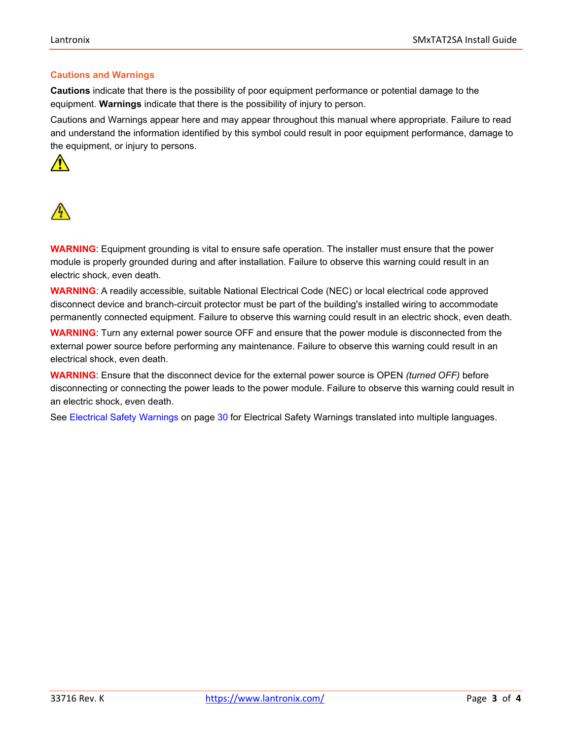## Cautions and Warnings

**Cautions** indicate that there is the possibility of poor equipment performance or potential damage to the equipment. **Warnings** indicate that there is the possibility of injury to person.

Cautions and Warnings appear here and may appear throughout this manual where appropriate. Failure to read and understand the information identified by this symbol could result in poor equipment performance, damage to the equipment, or injury to persons.

**WARNING**: Equipment grounding is vital to ensure safe operation. The installer must ensure that the power module is properly grounded during and after installation. Failure to observe this warning could result in an electric shock, even death.

**WARNING**: A readily accessible, suitable National Electrical Code (NEC) or local electrical code approved disconnect device and branch-circuit protector must be part of the building's installed wiring to accommodate permanently connected equipment. Failure to observe this warning could result in an electric shock, even death.

**WARNING**: Turn any external power source OFF and ensure that the power module is disconnected from the external power source before performing any maintenance. Failure to observe this warning could result in an electrical shock, even death.

**WARNING**: Ensure that the disconnect device for the external power source is OPEN *(turned OFF)* before disconnecting or connecting the power leads to the power module. Failure to observe this warning could result in an electric shock, even death.

See Electrical Safety Warnings on page 30 for Electrical Safety Warnings translated into multiple languages.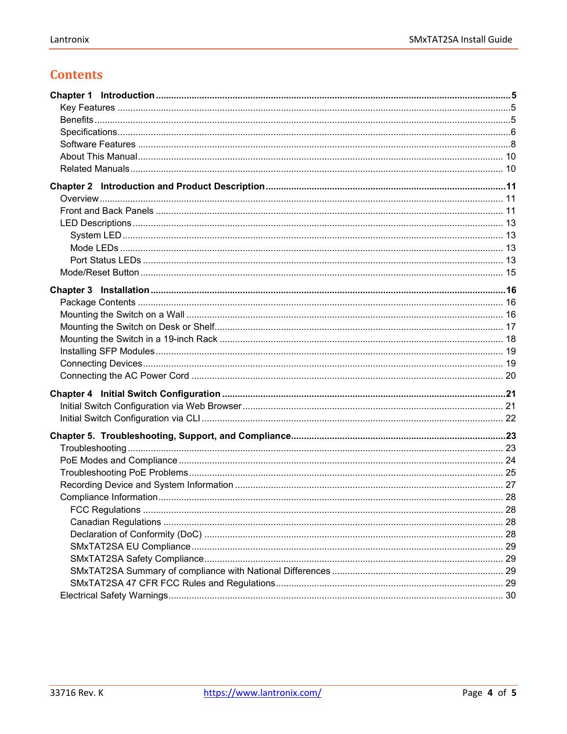# Contents

**Chapter 1 Introduction** .....5
- Key Features .....5
- Benefits .....5
- Specifications .....6
- Software Features .....8
- About This Manual .....10
- Related Manuals .....10

**Chapter 2 Introduction and Product Description** .....11
- Overview .....11
- Front and Back Panels .....11
- LED Descriptions .....13
  - System LED .....13
  - Mode LEDs .....13
  - Port Status LEDs .....13
- Mode/Reset Button .....15

**Chapter 3 Installation** .....16
- Package Contents .....16
- Mounting the Switch on a Wall .....16
- Mounting the Switch on Desk or Shelf .....17
- Mounting the Switch in a 19-inch Rack .....18
- Installing SFP Modules .....19
- Connecting Devices .....19
- Connecting the AC Power Cord .....20

**Chapter 4 Initial Switch Configuration** .....21
- Initial Switch Configuration via Web Browser .....21
- Initial Switch Configuration via CLI .....22

**Chapter 5. Troubleshooting, Support, and Compliance** .....23
- Troubleshooting .....23
- PoE Modes and Compliance .....24
- Troubleshooting PoE Problems .....25
- Recording Device and System Information .....27
- Compliance Information .....28
  - FCC Regulations .....28
  - Canadian Regulations .....28
  - Declaration of Conformity (DoC) .....28
  - SMxTAT2SA EU Compliance .....29
  - SMxTAT2SA Safety Compliance .....29
  - SMxTAT2SA Summary of compliance with National Differences .....29
  - SMxTAT2SA 47 CFR FCC Rules and Regulations .....29
- Electrical Safety Warnings .....30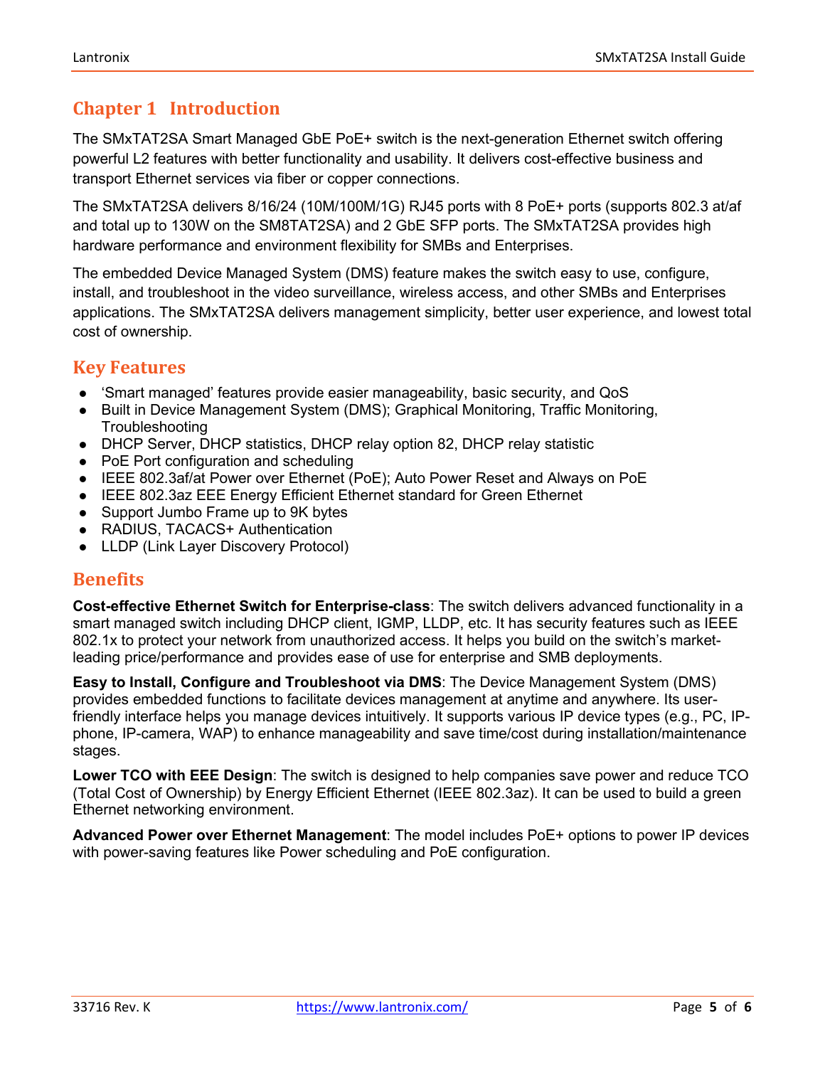# Chapter 1 Introduction

The SMxTAT2SA Smart Managed GbE PoE+ switch is the next-generation Ethernet switch offering powerful L2 features with better functionality and usability. It delivers cost-effective business and transport Ethernet services via fiber or copper connections.

The SMxTAT2SA delivers 8/16/24 (10M/100M/1G) RJ45 ports with 8 PoE+ ports (supports 802.3 at/af and total up to 130W on the SM8TAT2SA) and 2 GbE SFP ports. The SMxTAT2SA provides high hardware performance and environment flexibility for SMBs and Enterprises.

The embedded Device Managed System (DMS) feature makes the switch easy to use, configure, install, and troubleshoot in the video surveillance, wireless access, and other SMBs and Enterprises applications. The SMxTAT2SA delivers management simplicity, better user experience, and lowest total cost of ownership.

## Key Features

- 'Smart managed' features provide easier manageability, basic security, and QoS
- Built in Device Management System (DMS); Graphical Monitoring, Traffic Monitoring, Troubleshooting
- DHCP Server, DHCP statistics, DHCP relay option 82, DHCP relay statistic
- PoE Port configuration and scheduling
- IEEE 802.3af/at Power over Ethernet (PoE); Auto Power Reset and Always on PoE
- IEEE 802.3az EEE Energy Efficient Ethernet standard for Green Ethernet
- Support Jumbo Frame up to 9K bytes
- RADIUS, TACACS+ Authentication
- LLDP (Link Layer Discovery Protocol)

## Benefits

**Cost-effective Ethernet Switch for Enterprise-class**: The switch delivers advanced functionality in a smart managed switch including DHCP client, IGMP, LLDP, etc. It has security features such as IEEE 802.1x to protect your network from unauthorized access. It helps you build on the switch's market-leading price/performance and provides ease of use for enterprise and SMB deployments.

**Easy to Install, Configure and Troubleshoot via DMS**: The Device Management System (DMS) provides embedded functions to facilitate devices management at anytime and anywhere. Its user-friendly interface helps you manage devices intuitively. It supports various IP device types (e.g., PC, IP-phone, IP-camera, WAP) to enhance manageability and save time/cost during installation/maintenance stages.

**Lower TCO with EEE Design**: The switch is designed to help companies save power and reduce TCO (Total Cost of Ownership) by Energy Efficient Ethernet (IEEE 802.3az). It can be used to build a green Ethernet networking environment.

**Advanced Power over Ethernet Management**: The model includes PoE+ options to power IP devices with power-saving features like Power scheduling and PoE configuration.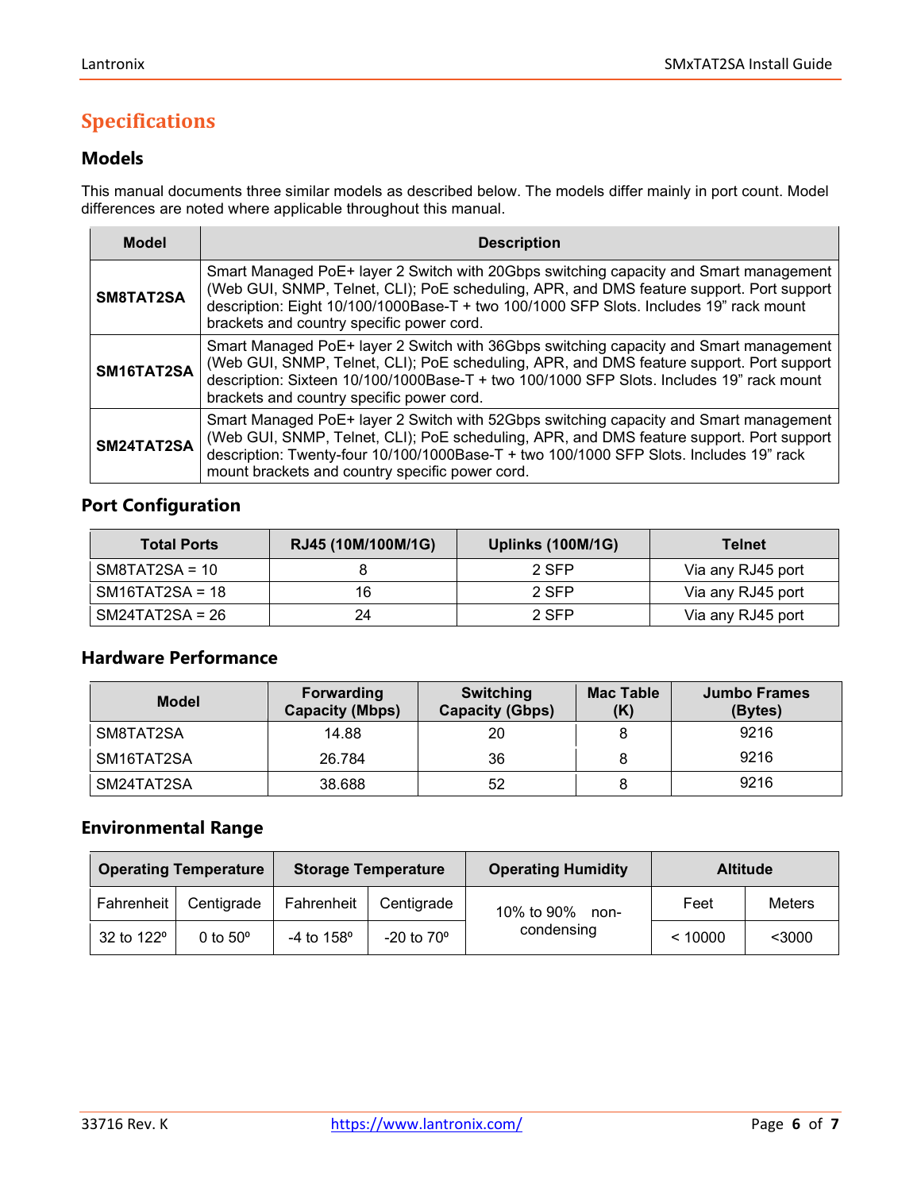# Specifications

## Models

This manual documents three similar models as described below. The models differ mainly in port count. Model differences are noted where applicable throughout this manual.

| Model | Description |
|---|---|
| **SM8TAT2SA** | Smart Managed PoE+ layer 2 Switch with 20Gbps switching capacity and Smart management (Web GUI, SNMP, Telnet, CLI); PoE scheduling, APR, and DMS feature support. Port support description: Eight 10/100/1000Base-T + two 100/1000 SFP Slots. Includes 19" rack mount brackets and country specific power cord. |
| **SM16TAT2SA** | Smart Managed PoE+ layer 2 Switch with 36Gbps switching capacity and Smart management (Web GUI, SNMP, Telnet, CLI); PoE scheduling, APR, and DMS feature support. Port support description: Sixteen 10/100/1000Base-T + two 100/1000 SFP Slots. Includes 19" rack mount brackets and country specific power cord. |
| **SM24TAT2SA** | Smart Managed PoE+ layer 2 Switch with 52Gbps switching capacity and Smart management (Web GUI, SNMP, Telnet, CLI); PoE scheduling, APR, and DMS feature support. Port support description: Twenty-four 10/100/1000Base-T + two 100/1000 SFP Slots. Includes 19" rack mount brackets and country specific power cord. |

## Port Configuration

| Total Ports | RJ45 (10M/100M/1G) | Uplinks (100M/1G) | Telnet |
|---|---|---|---|
| SM8TAT2SA = 10 | 8 | 2 SFP | Via any RJ45 port |
| SM16TAT2SA = 18 | 16 | 2 SFP | Via any RJ45 port |
| SM24TAT2SA = 26 | 24 | 2 SFP | Via any RJ45 port |

## Hardware Performance

| Model | Forwarding Capacity (Mbps) | Switching Capacity (Gbps) | Mac Table (K) | Jumbo Frames (Bytes) |
|---|---|---|---|---|
| SM8TAT2SA | 14.88 | 20 | 8 | 9216 |
| SM16TAT2SA | 26.784 | 36 | 8 | 9216 |
| SM24TAT2SA | 38.688 | 52 | 8 | 9216 |

## Environmental Range

| Operating Temperature | | Storage Temperature | | Operating Humidity | Altitude | |
|---|---|---|---|---|---|---|
| Fahrenheit | Centigrade | Fahrenheit | Centigrade | 10% to 90% non-condensing | Feet | Meters |
| 32 to 122º | 0 to 50º | -4 to 158º | -20 to 70º | | < 10000 | <3000 |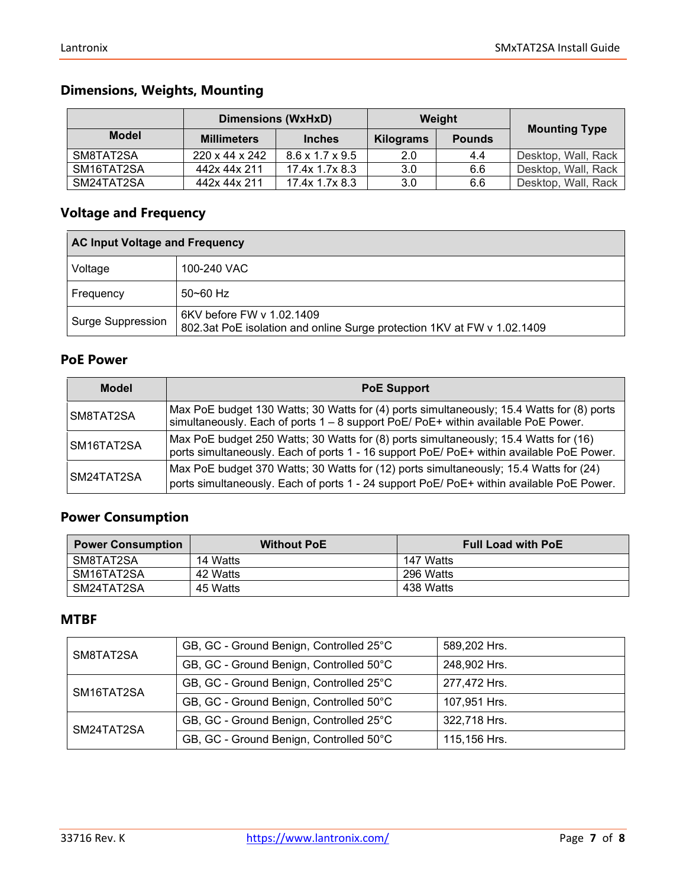## Dimensions, Weights, Mounting

| Model | Dimensions (WxHxD) | | Weight | | Mounting Type |
|---|---|---|---|---|---|
| | Millimeters | Inches | Kilograms | Pounds | |
| SM8TAT2SA | 220 x 44 x 242 | 8.6 x 1.7 x 9.5 | 2.0 | 4.4 | Desktop, Wall, Rack |
| SM16TAT2SA | 442x 44x 211 | 17.4x 1.7x 8.3 | 3.0 | 6.6 | Desktop, Wall, Rack |
| SM24TAT2SA | 442x 44x 211 | 17.4x 1.7x 8.3 | 3.0 | 6.6 | Desktop, Wall, Rack |

## Voltage and Frequency

| AC Input Voltage and Frequency | |
|---|---|
| Voltage | 100-240 VAC |
| Frequency | 50~60 Hz |
| Surge Suppression | 6KV before FW v 1.02.1409<br>802.3at PoE isolation and online Surge protection 1KV at FW v 1.02.1409 |

## PoE Power

| Model | PoE Support |
|---|---|
| SM8TAT2SA | Max PoE budget 130 Watts; 30 Watts for (4) ports simultaneously; 15.4 Watts for (8) ports simultaneously. Each of ports 1 – 8 support PoE/ PoE+ within available PoE Power. |
| SM16TAT2SA | Max PoE budget 250 Watts; 30 Watts for (8) ports simultaneously; 15.4 Watts for (16) ports simultaneously. Each of ports 1 - 16 support PoE/ PoE+ within available PoE Power. |
| SM24TAT2SA | Max PoE budget 370 Watts; 30 Watts for (12) ports simultaneously; 15.4 Watts for (24) ports simultaneously. Each of ports 1 - 24 support PoE/ PoE+ within available PoE Power. |

## Power Consumption

| Power Consumption | Without PoE | Full Load with PoE |
|---|---|---|
| SM8TAT2SA | 14 Watts | 147 Watts |
| SM16TAT2SA | 42 Watts | 296 Watts |
| SM24TAT2SA | 45 Watts | 438 Watts |

## MTBF

| | | |
|---|---|---|
| SM8TAT2SA | GB, GC - Ground Benign, Controlled 25°C | 589,202 Hrs. |
| | GB, GC - Ground Benign, Controlled 50°C | 248,902 Hrs. |
| SM16TAT2SA | GB, GC - Ground Benign, Controlled 25°C | 277,472 Hrs. |
| | GB, GC - Ground Benign, Controlled 50°C | 107,951 Hrs. |
| SM24TAT2SA | GB, GC - Ground Benign, Controlled 25°C | 322,718 Hrs. |
| | GB, GC - Ground Benign, Controlled 50°C | 115,156 Hrs. |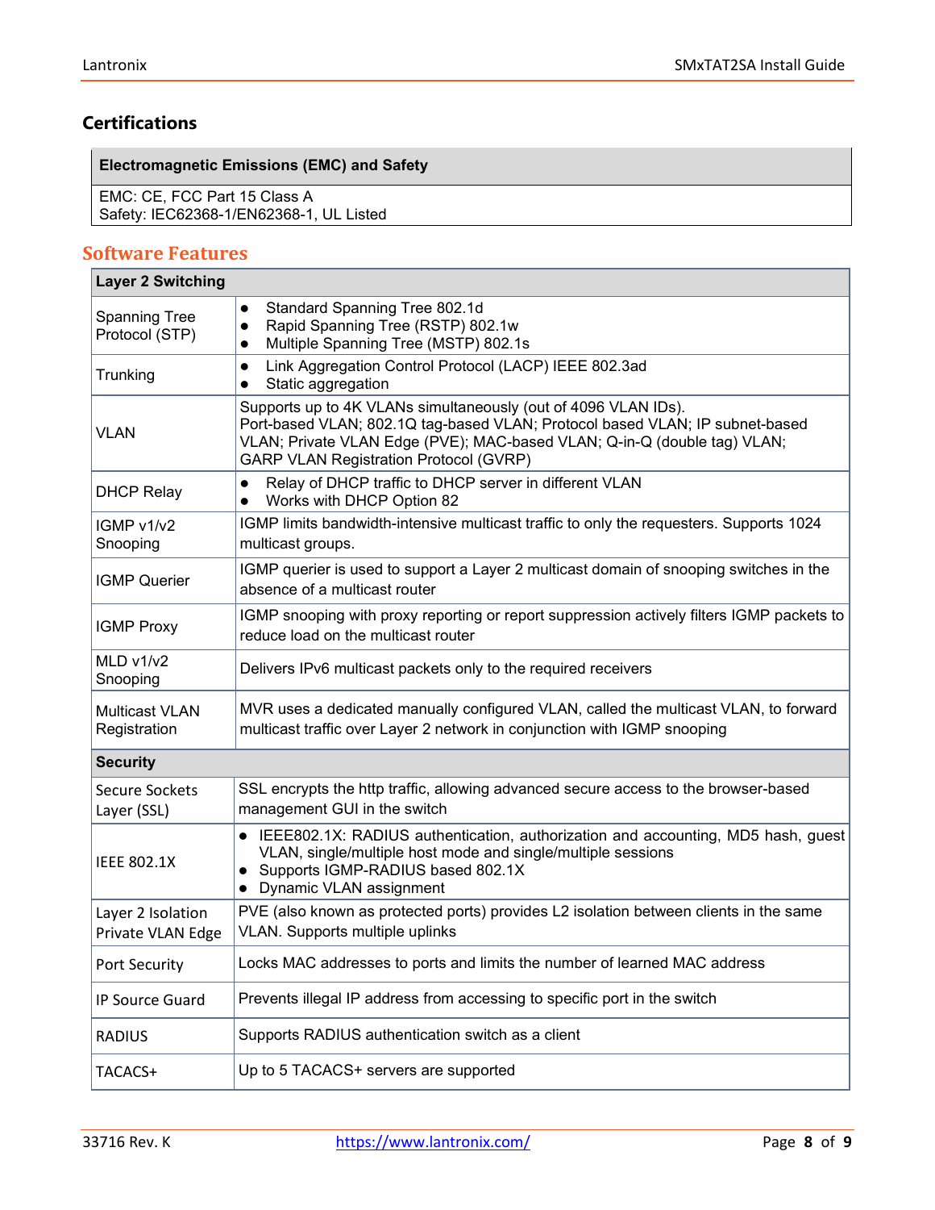## Certifications

| Electromagnetic Emissions (EMC) and Safety |
|---|
| EMC: CE, FCC Part 15 Class A<br>Safety: IEC62368-1/EN62368-1, UL Listed |

## Software Features

| Layer 2 Switching | |
|---|---|
| Spanning Tree Protocol (STP) | ● Standard Spanning Tree 802.1d<br>● Rapid Spanning Tree (RSTP) 802.1w<br>● Multiple Spanning Tree (MSTP) 802.1s |
| Trunking | ● Link Aggregation Control Protocol (LACP) IEEE 802.3ad<br>● Static aggregation |
| VLAN | Supports up to 4K VLANs simultaneously (out of 4096 VLAN IDs).<br>Port-based VLAN; 802.1Q tag-based VLAN; Protocol based VLAN; IP subnet-based VLAN; Private VLAN Edge (PVE); MAC-based VLAN; Q-in-Q (double tag) VLAN; GARP VLAN Registration Protocol (GVRP) |
| DHCP Relay | ● Relay of DHCP traffic to DHCP server in different VLAN<br>● Works with DHCP Option 82 |
| IGMP v1/v2 Snooping | IGMP limits bandwidth-intensive multicast traffic to only the requesters. Supports 1024 multicast groups. |
| IGMP Querier | IGMP querier is used to support a Layer 2 multicast domain of snooping switches in the absence of a multicast router |
| IGMP Proxy | IGMP snooping with proxy reporting or report suppression actively filters IGMP packets to reduce load on the multicast router |
| MLD v1/v2 Snooping | Delivers IPv6 multicast packets only to the required receivers |
| Multicast VLAN Registration | MVR uses a dedicated manually configured VLAN, called the multicast VLAN, to forward multicast traffic over Layer 2 network in conjunction with IGMP snooping |
| **Security** | |
| Secure Sockets Layer (SSL) | SSL encrypts the http traffic, allowing advanced secure access to the browser-based management GUI in the switch |
| IEEE 802.1X | ● IEEE802.1X: RADIUS authentication, authorization and accounting, MD5 hash, guest VLAN, single/multiple host mode and single/multiple sessions<br>● Supports IGMP-RADIUS based 802.1X<br>● Dynamic VLAN assignment |
| Layer 2 Isolation Private VLAN Edge | PVE (also known as protected ports) provides L2 isolation between clients in the same VLAN. Supports multiple uplinks |
| Port Security | Locks MAC addresses to ports and limits the number of learned MAC address |
| IP Source Guard | Prevents illegal IP address from accessing to specific port in the switch |
| RADIUS | Supports RADIUS authentication switch as a client |
| TACACS+ | Up to 5 TACACS+ servers are supported |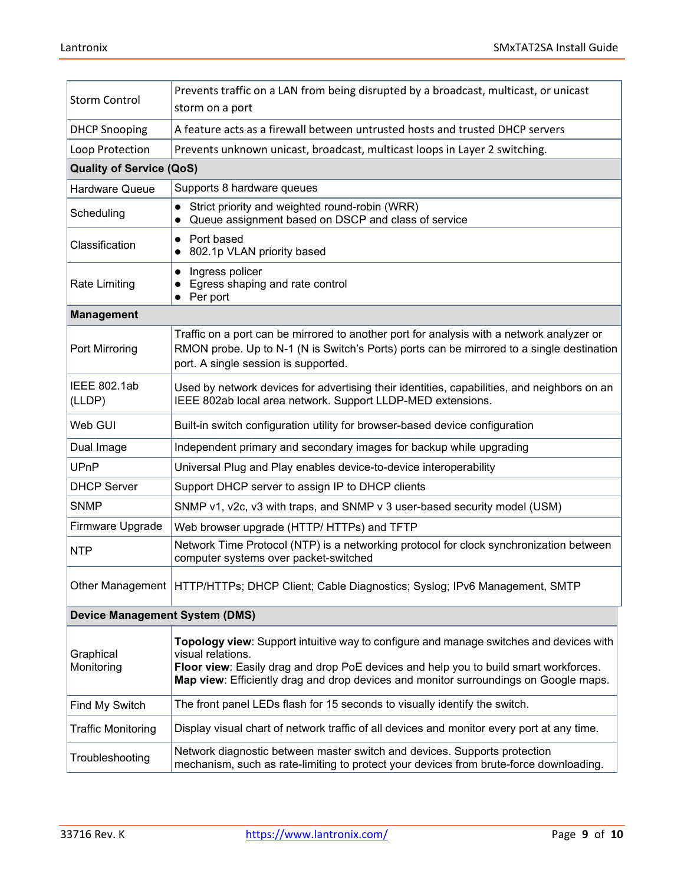| | |
|---|---|
| Storm Control | Prevents traffic on a LAN from being disrupted by a broadcast, multicast, or unicast storm on a port |
| DHCP Snooping | A feature acts as a firewall between untrusted hosts and trusted DHCP servers |
| Loop Protection | Prevents unknown unicast, broadcast, multicast loops in Layer 2 switching. |
| **Quality of Service (QoS)** | |
| Hardware Queue | Supports 8 hardware queues |
| Scheduling | • Strict priority and weighted round-robin (WRR)<br>• Queue assignment based on DSCP and class of service |
| Classification | • Port based<br>• 802.1p VLAN priority based |
| Rate Limiting | • Ingress policer<br>• Egress shaping and rate control<br>• Per port |
| **Management** | |
| Port Mirroring | Traffic on a port can be mirrored to another port for analysis with a network analyzer or RMON probe. Up to N-1 (N is Switch's Ports) ports can be mirrored to a single destination port. A single session is supported. |
| IEEE 802.1ab (LLDP) | Used by network devices for advertising their identities, capabilities, and neighbors on an IEEE 802ab local area network. Support LLDP-MED extensions. |
| Web GUI | Built-in switch configuration utility for browser-based device configuration |
| Dual Image | Independent primary and secondary images for backup while upgrading |
| UPnP | Universal Plug and Play enables device-to-device interoperability |
| DHCP Server | Support DHCP server to assign IP to DHCP clients |
| SNMP | SNMP v1, v2c, v3 with traps, and SNMP v 3 user-based security model (USM) |
| Firmware Upgrade | Web browser upgrade (HTTP/ HTTPs) and TFTP |
| NTP | Network Time Protocol (NTP) is a networking protocol for clock synchronization between computer systems over packet-switched |
| Other Management | HTTP/HTTPs; DHCP Client; Cable Diagnostics; Syslog; IPv6 Management, SMTP |
| **Device Management System (DMS)** | |
| Graphical Monitoring | **Topology view**: Support intuitive way to configure and manage switches and devices with visual relations.<br>**Floor view**: Easily drag and drop PoE devices and help you to build smart workforces.<br>**Map view**: Efficiently drag and drop devices and monitor surroundings on Google maps. |
| Find My Switch | The front panel LEDs flash for 15 seconds to visually identify the switch. |
| Traffic Monitoring | Display visual chart of network traffic of all devices and monitor every port at any time. |
| Troubleshooting | Network diagnostic between master switch and devices. Supports protection mechanism, such as rate-limiting to protect your devices from brute-force downloading. |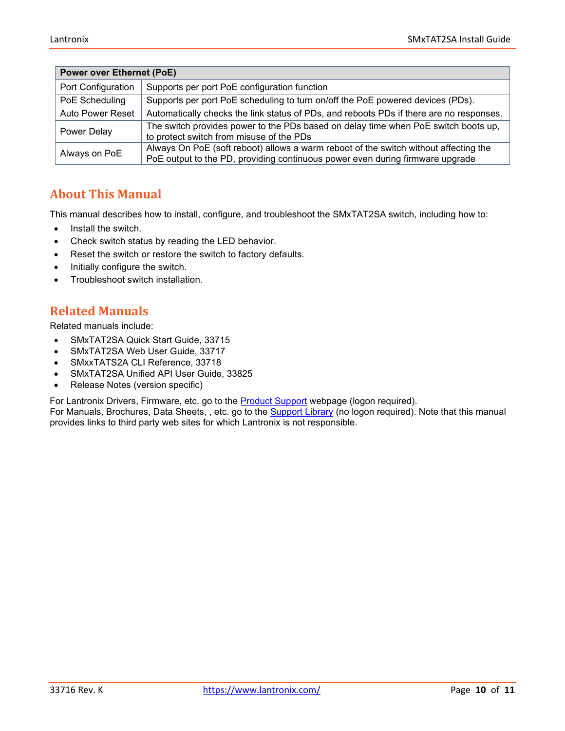| Power over Ethernet (PoE) | |
|---|---|
| Port Configuration | Supports per port PoE configuration function |
| PoE Scheduling | Supports per port PoE scheduling to turn on/off the PoE powered devices (PDs). |
| Auto Power Reset | Automatically checks the link status of PDs, and reboots PDs if there are no responses. |
| Power Delay | The switch provides power to the PDs based on delay time when PoE switch boots up, to protect switch from misuse of the PDs |
| Always on PoE | Always On PoE (soft reboot) allows a warm reboot of the switch without affecting the PoE output to the PD, providing continuous power even during firmware upgrade |

## About This Manual

This manual describes how to install, configure, and troubleshoot the SMxTAT2SA switch, including how to:

- Install the switch.
- Check switch status by reading the LED behavior.
- Reset the switch or restore the switch to factory defaults.
- Initially configure the switch.
- Troubleshoot switch installation.

## Related Manuals

Related manuals include:

- SMxTAT2SA Quick Start Guide, 33715
- SMxTAT2SA Web User Guide, 33717
- SMxxTATS2A CLI Reference, 33718
- SMxTAT2SA Unified API User Guide, 33825
- Release Notes (version specific)

For Lantronix Drivers, Firmware, etc. go to the Product Support webpage (logon required).
For Manuals, Brochures, Data Sheets, , etc. go to the Support Library (no logon required). Note that this manual provides links to third party web sites for which Lantronix is not responsible.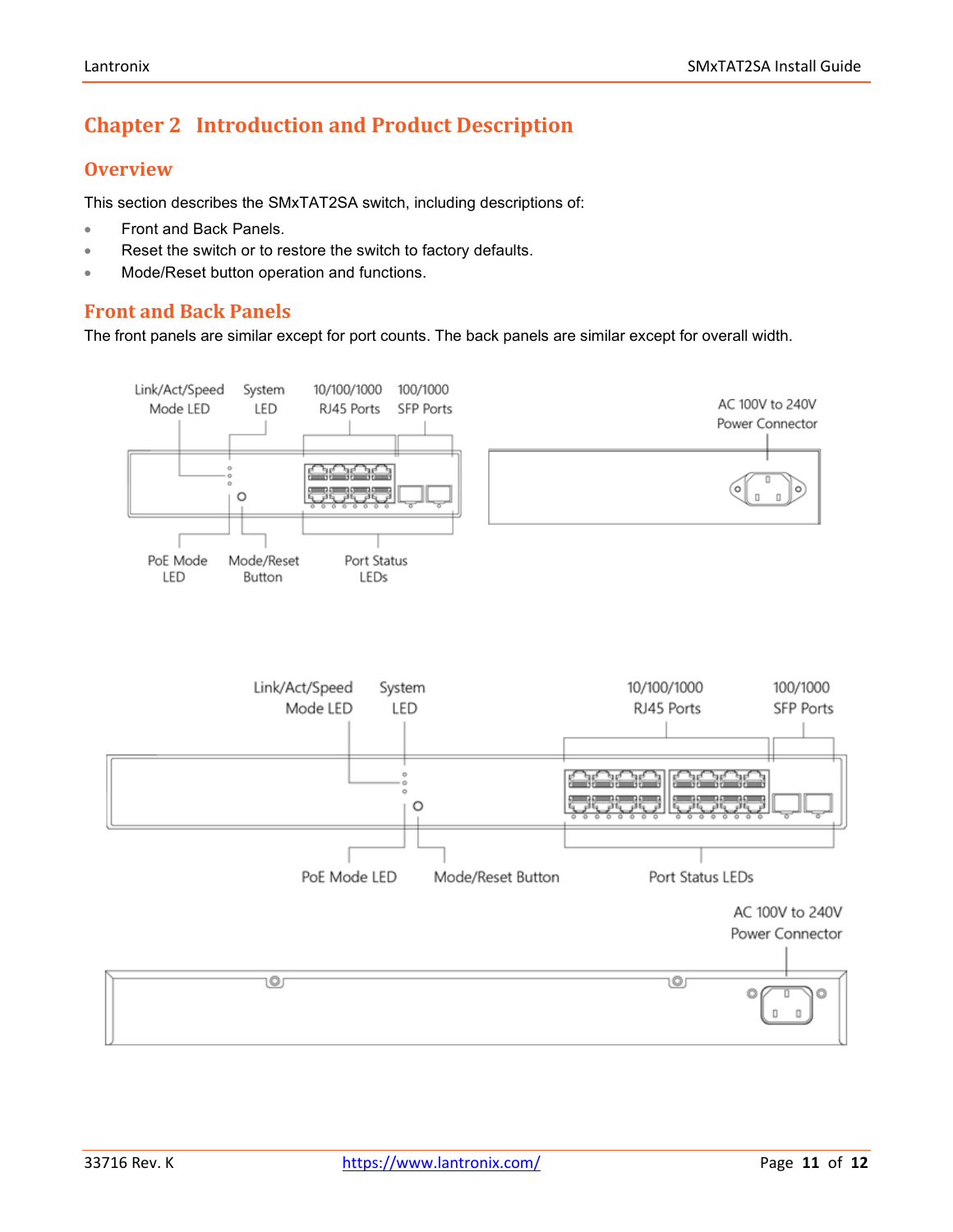# Chapter 2 Introduction and Product Description

## Overview

This section describes the SMxTAT2SA switch, including descriptions of:

- Front and Back Panels.
- Reset the switch or to restore the switch to factory defaults.
- Mode/Reset button operation and functions.

## Front and Back Panels

The front panels are similar except for port counts. The back panels are similar except for overall width.

Link/Act/Speed Mode LED | System LED | 10/100/1000 RJ45 Ports | 100/1000 SFP Ports | AC 100V to 240V Power Connector

PoE Mode LED | Mode/Reset Button | Port Status LEDs

Link/Act/Speed Mode LED | System LED | 10/100/1000 RJ45 Ports | 100/1000 SFP Ports

PoE Mode LED | Mode/Reset Button | Port Status LEDs

AC 100V to 240V Power Connector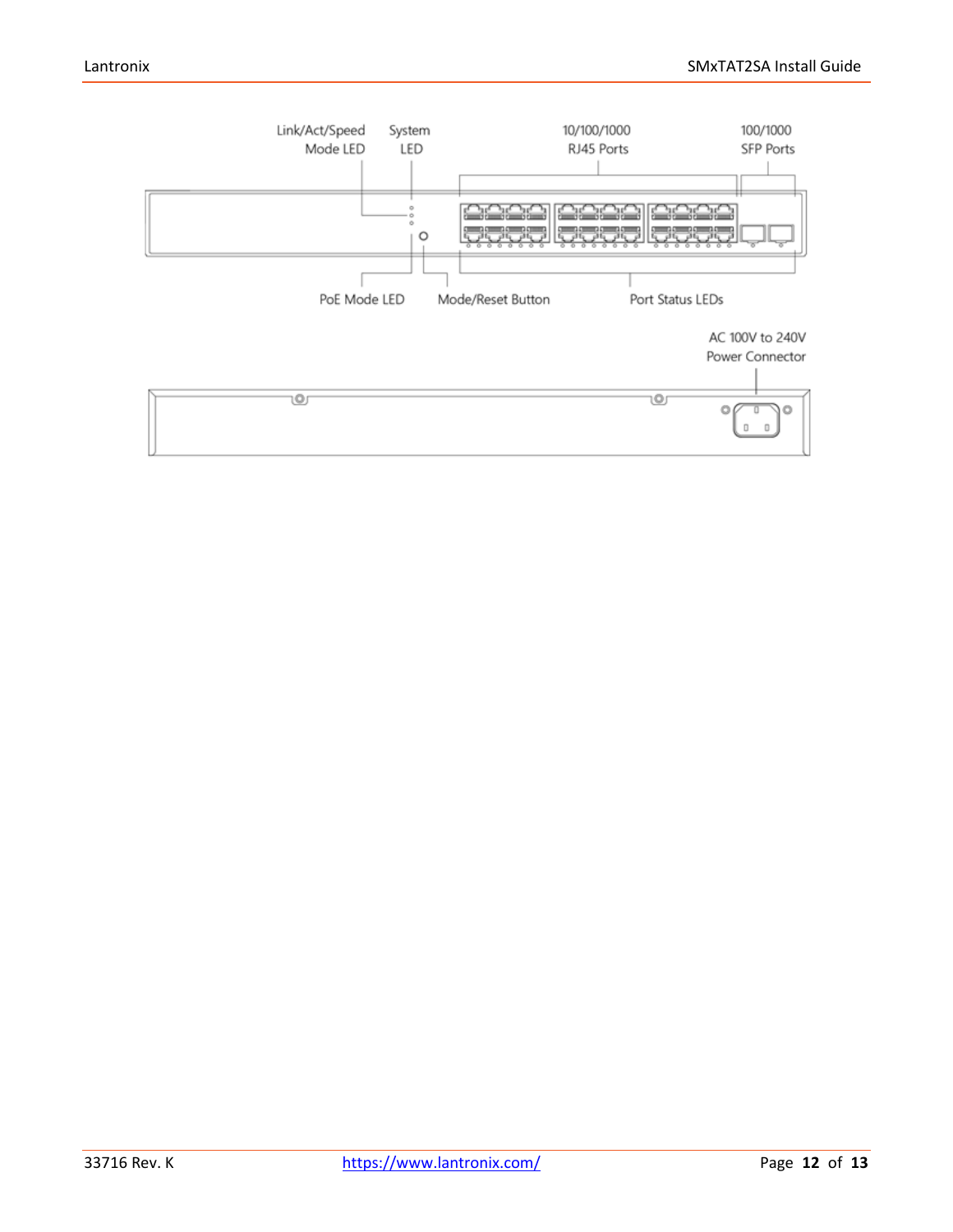Link/Act/Speed Mode LED

System LED

10/100/1000 RJ45 Ports

100/1000 SFP Ports

PoE Mode LED

Mode/Reset Button

Port Status LEDs

AC 100V to 240V Power Connector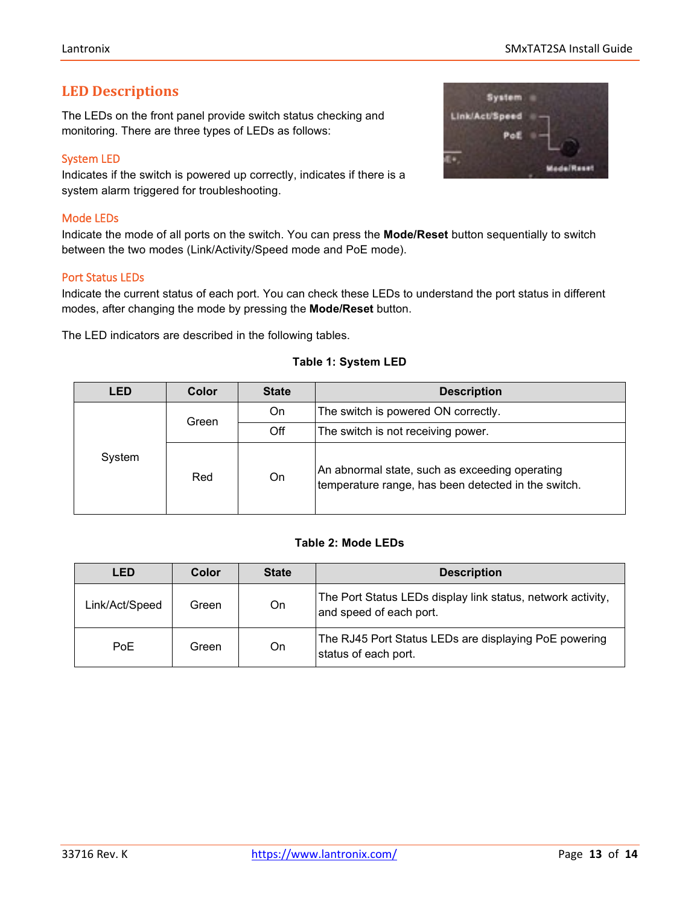## LED Descriptions

The LEDs on the front panel provide switch status checking and monitoring. There are three types of LEDs as follows:

### System LED

Indicates if the switch is powered up correctly, indicates if there is a system alarm triggered for troubleshooting.

### Mode LEDs

Indicate the mode of all ports on the switch. You can press the **Mode/Reset** button sequentially to switch between the two modes (Link/Activity/Speed mode and PoE mode).

### Port Status LEDs

Indicate the current status of each port. You can check these LEDs to understand the port status in different modes, after changing the mode by pressing the **Mode/Reset** button.

The LED indicators are described in the following tables.

**Table 1: System LED**

| LED | Color | State | Description |
|---|---|---|---|
| System | Green | On | The switch is powered ON correctly. |
| | | Off | The switch is not receiving power. |
| | Red | On | An abnormal state, such as exceeding operating temperature range, has been detected in the switch. |

**Table 2: Mode LEDs**

| LED | Color | State | Description |
|---|---|---|---|
| Link/Act/Speed | Green | On | The Port Status LEDs display link status, network activity, and speed of each port. |
| PoE | Green | On | The RJ45 Port Status LEDs are displaying PoE powering status of each port. |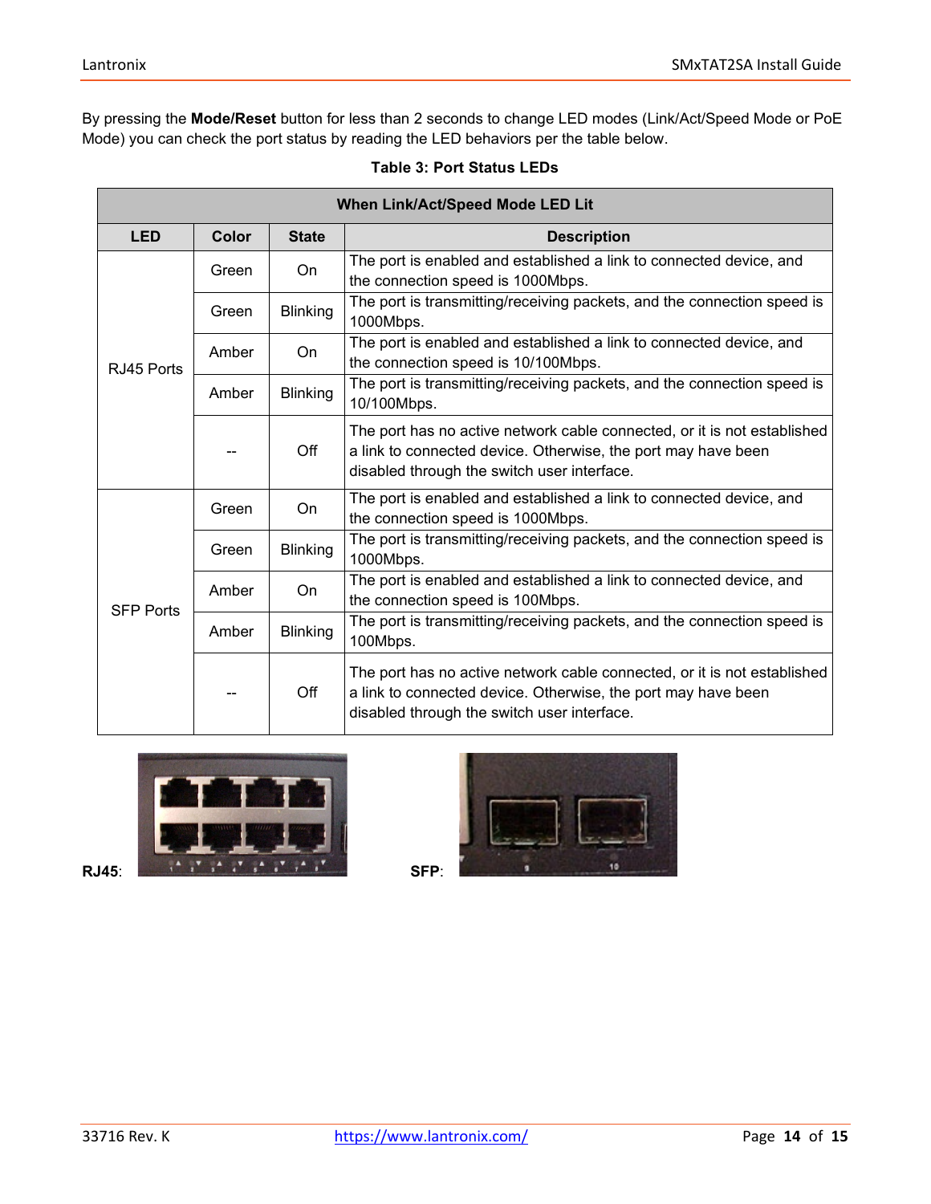By pressing the **Mode/Reset** button for less than 2 seconds to change LED modes (Link/Act/Speed Mode or PoE Mode) you can check the port status by reading the LED behaviors per the table below.

**Table 3: Port Status LEDs**

| When Link/Act/Speed Mode LED Lit | | | |
|---|---|---|---|
| **LED** | **Color** | **State** | **Description** |
| RJ45 Ports | Green | On | The port is enabled and established a link to connected device, and the connection speed is 1000Mbps. |
| | Green | Blinking | The port is transmitting/receiving packets, and the connection speed is 1000Mbps. |
| | Amber | On | The port is enabled and established a link to connected device, and the connection speed is 10/100Mbps. |
| | Amber | Blinking | The port is transmitting/receiving packets, and the connection speed is 10/100Mbps. |
| | -- | Off | The port has no active network cable connected, or it is not established a link to connected device. Otherwise, the port may have been disabled through the switch user interface. |
| SFP Ports | Green | On | The port is enabled and established a link to connected device, and the connection speed is 1000Mbps. |
| | Green | Blinking | The port is transmitting/receiving packets, and the connection speed is 1000Mbps. |
| | Amber | On | The port is enabled and established a link to connected device, and the connection speed is 100Mbps. |
| | Amber | Blinking | The port is transmitting/receiving packets, and the connection speed is 100Mbps. |
| | -- | Off | The port has no active network cable connected, or it is not established a link to connected device. Otherwise, the port may have been disabled through the switch user interface. |

**RJ45**:

**SFP**: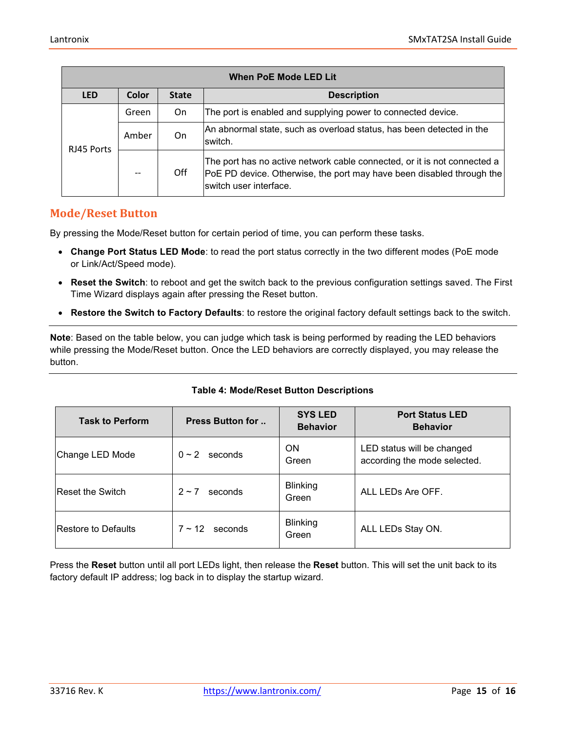| When PoE Mode LED Lit | | | |
|---|---|---|---|
| **LED** | **Color** | **State** | **Description** |
| RJ45 Ports | Green | On | The port is enabled and supplying power to connected device. |
| | Amber | On | An abnormal state, such as overload status, has been detected in the switch. |
| | -- | Off | The port has no active network cable connected, or it is not connected a PoE PD device. Otherwise, the port may have been disabled through the switch user interface. |

## Mode/Reset Button

By pressing the Mode/Reset button for certain period of time, you can perform these tasks.

- **Change Port Status LED Mode**: to read the port status correctly in the two different modes (PoE mode or Link/Act/Speed mode).
- **Reset the Switch**: to reboot and get the switch back to the previous configuration settings saved. The First Time Wizard displays again after pressing the Reset button.
- **Restore the Switch to Factory Defaults**: to restore the original factory default settings back to the switch.

---

**Note**: Based on the table below, you can judge which task is being performed by reading the LED behaviors while pressing the Mode/Reset button. Once the LED behaviors are correctly displayed, you may release the button.

---

**Table 4: Mode/Reset Button Descriptions**

| Task to Perform | Press Button for .. | SYS LED Behavior | Port Status LED Behavior |
|---|---|---|---|
| Change LED Mode | 0 ~ 2 seconds | ON Green | LED status will be changed according the mode selected. |
| Reset the Switch | 2 ~ 7 seconds | Blinking Green | ALL LEDs Are OFF. |
| Restore to Defaults | 7 ~ 12 seconds | Blinking Green | ALL LEDs Stay ON. |

Press the **Reset** button until all port LEDs light, then release the **Reset** button. This will set the unit back to its factory default IP address; log back in to display the startup wizard.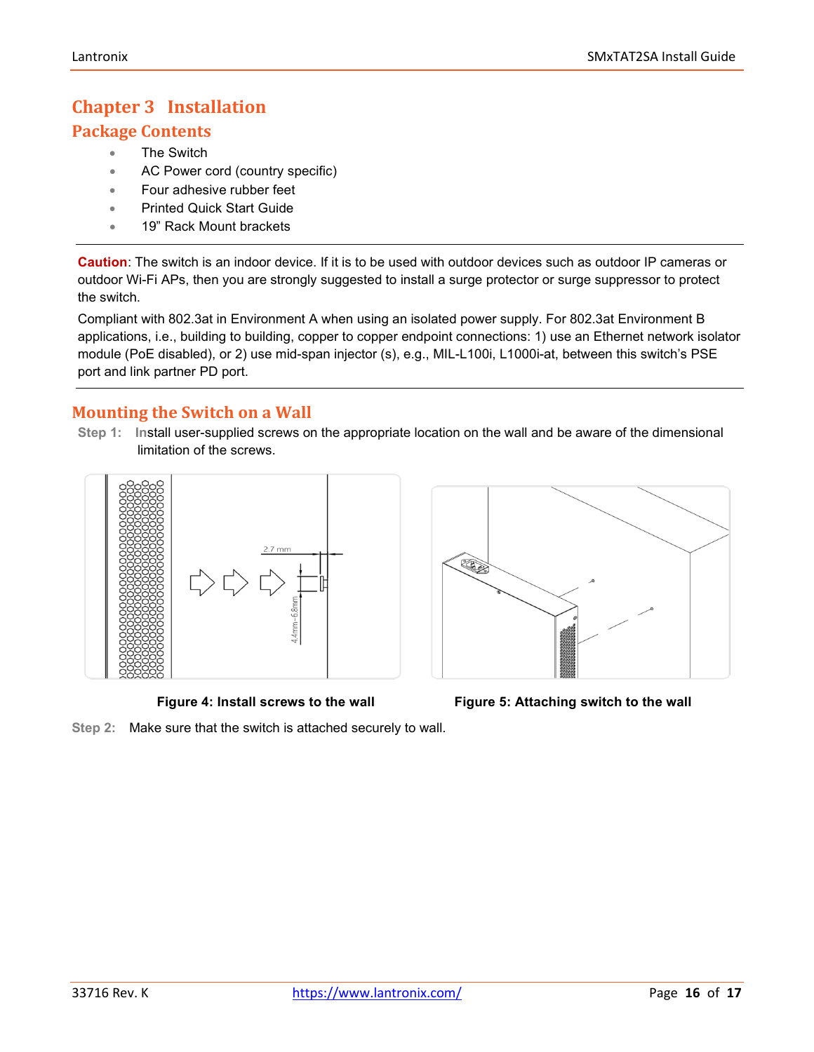# Chapter 3 Installation

## Package Contents

- The Switch
- AC Power cord (country specific)
- Four adhesive rubber feet
- Printed Quick Start Guide
- 19" Rack Mount brackets

---

**Caution**: The switch is an indoor device. If it is to be used with outdoor devices such as outdoor IP cameras or outdoor Wi-Fi APs, then you are strongly suggested to install a surge protector or surge suppressor to protect the switch.

Compliant with 802.3at in Environment A when using an isolated power supply. For 802.3at Environment B applications, i.e., building to building, copper to copper endpoint connections: 1) use an Ethernet network isolator module (PoE disabled), or 2) use mid-span injector (s), e.g., MIL-L100i, L1000i-at, between this switch's PSE port and link partner PD port.

---

## Mounting the Switch on a Wall

**Step 1:** Install user-supplied screws on the appropriate location on the wall and be aware of the dimensional limitation of the screws.

**Figure 4: Install screws to the wall**

**Figure 5: Attaching switch to the wall**

**Step 2:** Make sure that the switch is attached securely to wall.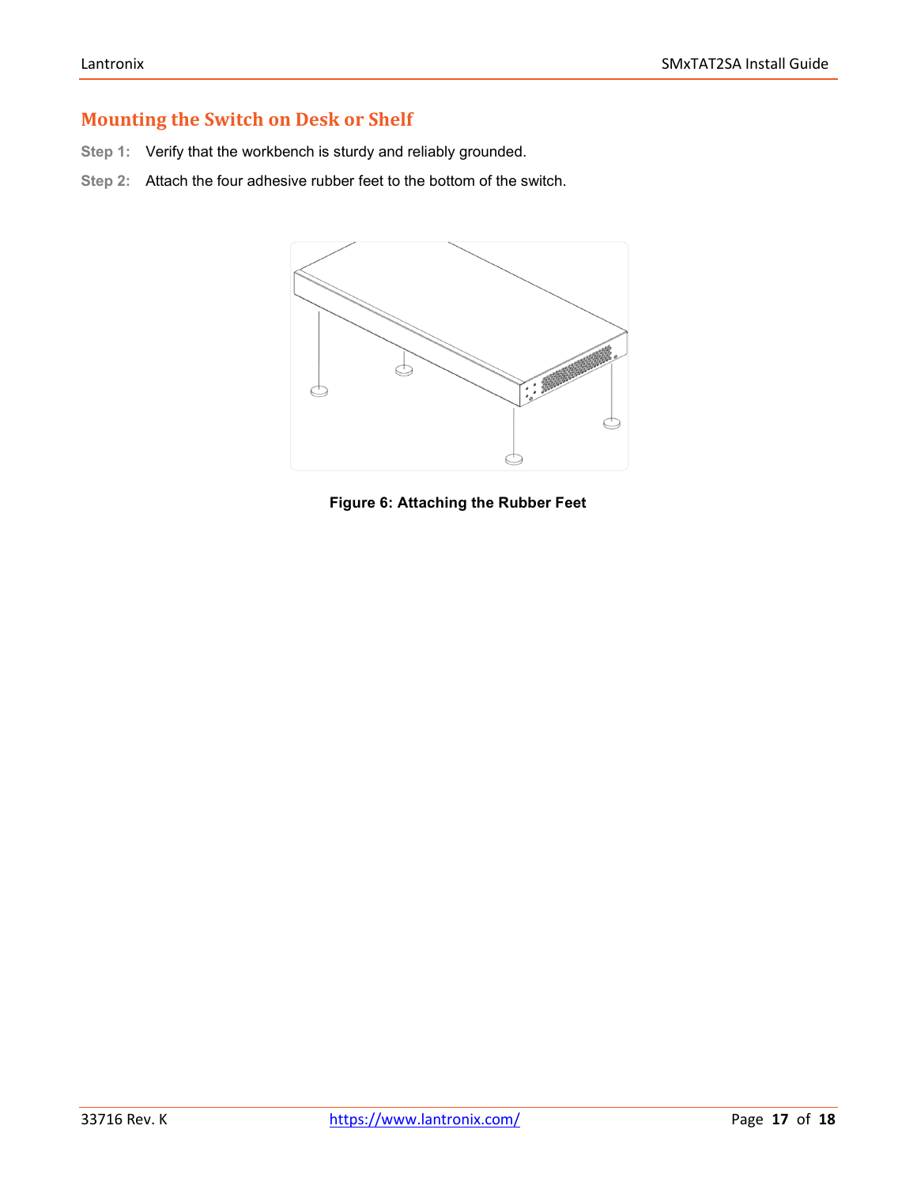## Mounting the Switch on Desk or Shelf

**Step 1:** Verify that the workbench is sturdy and reliably grounded.

**Step 2:** Attach the four adhesive rubber feet to the bottom of the switch.

**Figure 6: Attaching the Rubber Feet**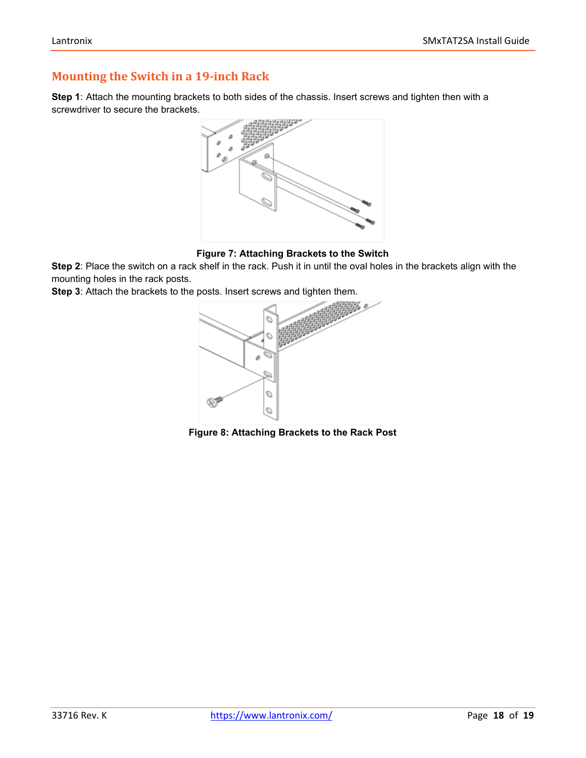## Mounting the Switch in a 19-inch Rack

**Step 1**: Attach the mounting brackets to both sides of the chassis. Insert screws and tighten then with a screwdriver to secure the brackets.

**Figure 7: Attaching Brackets to the Switch**

**Step 2**: Place the switch on a rack shelf in the rack. Push it in until the oval holes in the brackets align with the mounting holes in the rack posts.

**Step 3**: Attach the brackets to the posts. Insert screws and tighten them.

**Figure 8: Attaching Brackets to the Rack Post**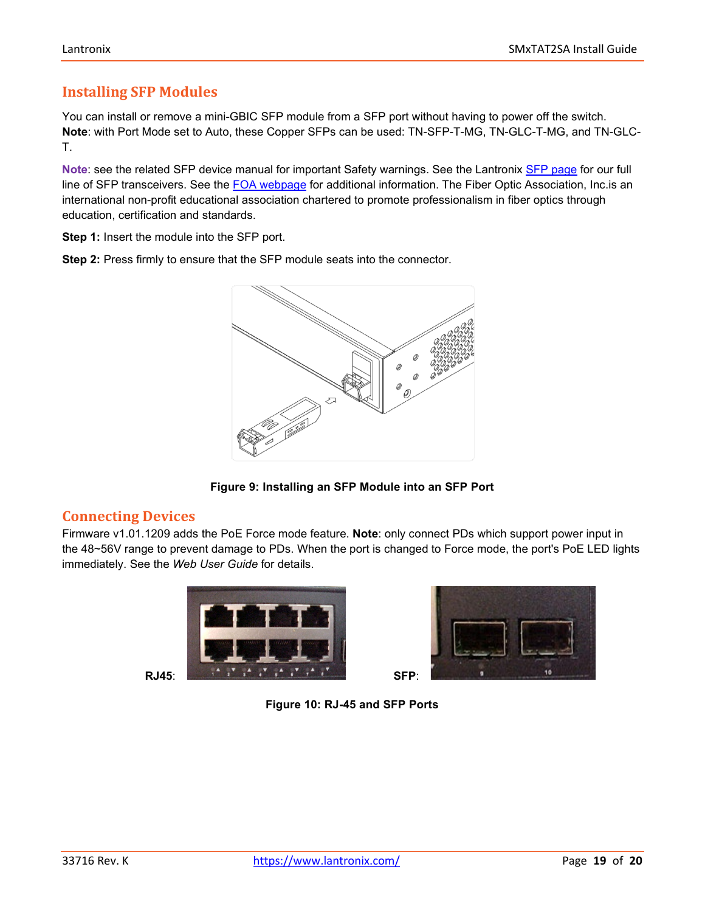## Installing SFP Modules

You can install or remove a mini-GBIC SFP module from a SFP port without having to power off the switch. **Note**: with Port Mode set to Auto, these Copper SFPs can be used: TN-SFP-T-MG, TN-GLC-T-MG, and TN-GLC-T.

**Note**: see the related SFP device manual for important Safety warnings. See the Lantronix SFP page for our full line of SFP transceivers. See the FOA webpage for additional information. The Fiber Optic Association, Inc.is an international non-profit educational association chartered to promote professionalism in fiber optics through education, certification and standards.

**Step 1:** Insert the module into the SFP port.

**Step 2:** Press firmly to ensure that the SFP module seats into the connector.

**Figure 9: Installing an SFP Module into an SFP Port**

## Connecting Devices

Firmware v1.01.1209 adds the PoE Force mode feature. **Note**: only connect PDs which support power input in the 48~56V range to prevent damage to PDs. When the port is changed to Force mode, the port's PoE LED lights immediately. See the *Web User Guide* for details.

**RJ45**: **SFP**:

**Figure 10: RJ-45 and SFP Ports**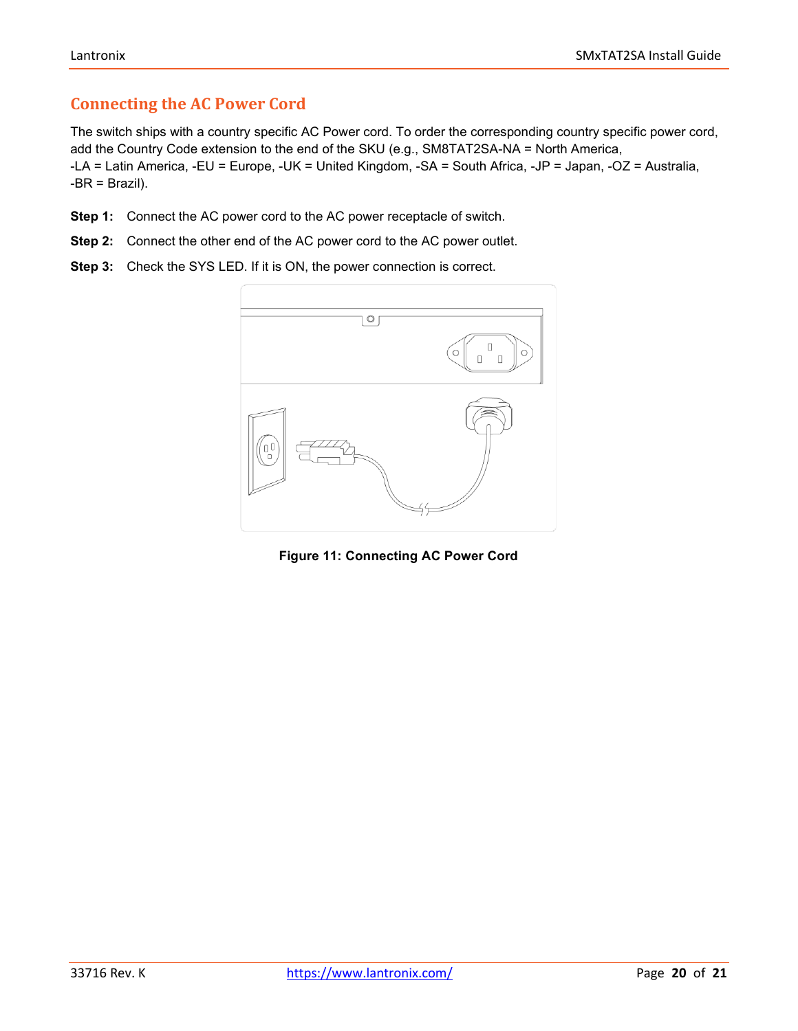## Connecting the AC Power Cord

The switch ships with a country specific AC Power cord. To order the corresponding country specific power cord, add the Country Code extension to the end of the SKU (e.g., SM8TAT2SA-NA = North America, -LA = Latin America, -EU = Europe, -UK = United Kingdom, -SA = South Africa, -JP = Japan, -OZ = Australia, -BR = Brazil).

**Step 1:** Connect the AC power cord to the AC power receptacle of switch.

**Step 2:** Connect the other end of the AC power cord to the AC power outlet.

**Step 3:** Check the SYS LED. If it is ON, the power connection is correct.

**Figure 11: Connecting AC Power Cord**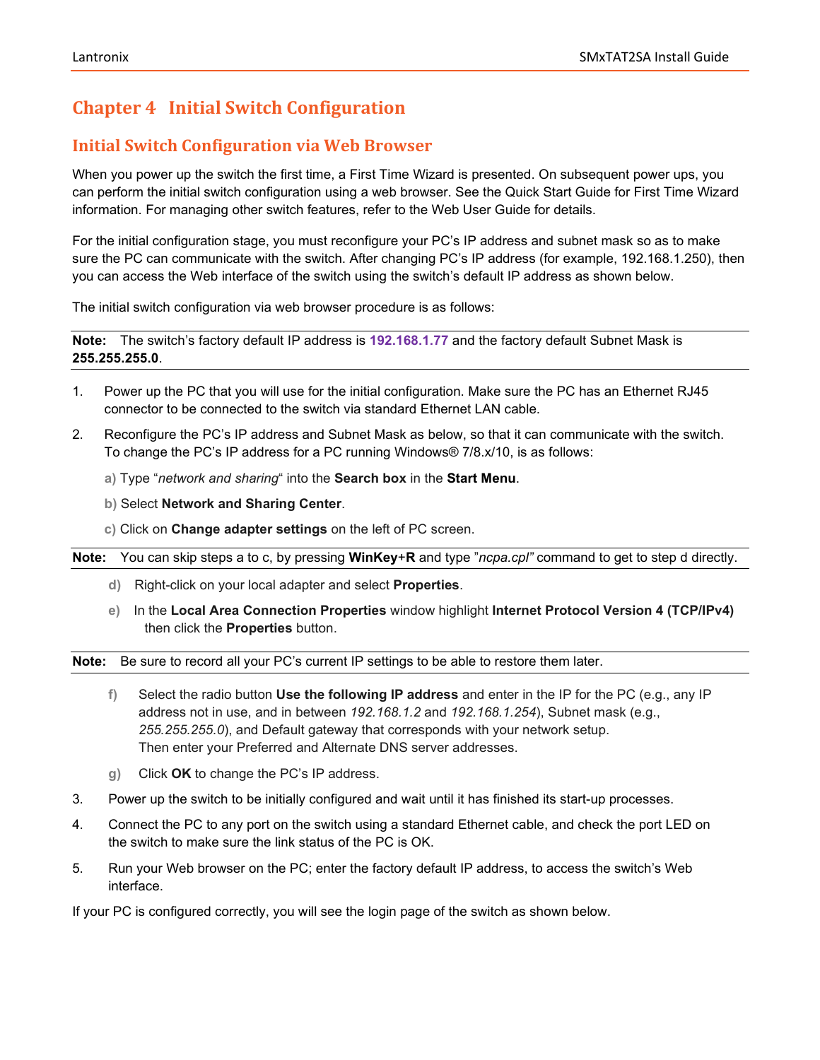# Chapter 4 Initial Switch Configuration

## Initial Switch Configuration via Web Browser

When you power up the switch the first time, a First Time Wizard is presented. On subsequent power ups, you can perform the initial switch configuration using a web browser. See the Quick Start Guide for First Time Wizard information. For managing other switch features, refer to the Web User Guide for details.

For the initial configuration stage, you must reconfigure your PC's IP address and subnet mask so as to make sure the PC can communicate with the switch. After changing PC's IP address (for example, 192.168.1.250), then you can access the Web interface of the switch using the switch's default IP address as shown below.

The initial switch configuration via web browser procedure is as follows:

**Note:** The switch's factory default IP address is **192.168.1.77** and the factory default Subnet Mask is **255.255.255.0**.

1. Power up the PC that you will use for the initial configuration. Make sure the PC has an Ethernet RJ45 connector to be connected to the switch via standard Ethernet LAN cable.
2. Reconfigure the PC's IP address and Subnet Mask as below, so that it can communicate with the switch. To change the PC's IP address for a PC running Windows® 7/8.x/10, is as follows:

   a) Type "*network and sharing*" into the **Search box** in the **Start Menu**.

   b) Select **Network and Sharing Center**.

   c) Click on **Change adapter settings** on the left of PC screen.

**Note:** You can skip steps a to c, by pressing **WinKey**+**R** and type "*ncpa.cpl"* command to get to step d directly.

   d) Right-click on your local adapter and select **Properties**.

   e) In the **Local Area Connection Properties** window highlight **Internet Protocol Version 4 (TCP/IPv4)** then click the **Properties** button.

**Note:** Be sure to record all your PC's current IP settings to be able to restore them later.

   f) Select the radio button **Use the following IP address** and enter in the IP for the PC (e.g., any IP address not in use, and in between *192.168.1.2* and *192.168.1.254*), Subnet mask (e.g., *255.255.255.0*), and Default gateway that corresponds with your network setup. Then enter your Preferred and Alternate DNS server addresses.

   g) Click **OK** to change the PC's IP address.

3. Power up the switch to be initially configured and wait until it has finished its start-up processes.
4. Connect the PC to any port on the switch using a standard Ethernet cable, and check the port LED on the switch to make sure the link status of the PC is OK.
5. Run your Web browser on the PC; enter the factory default IP address, to access the switch's Web interface.

If your PC is configured correctly, you will see the login page of the switch as shown below.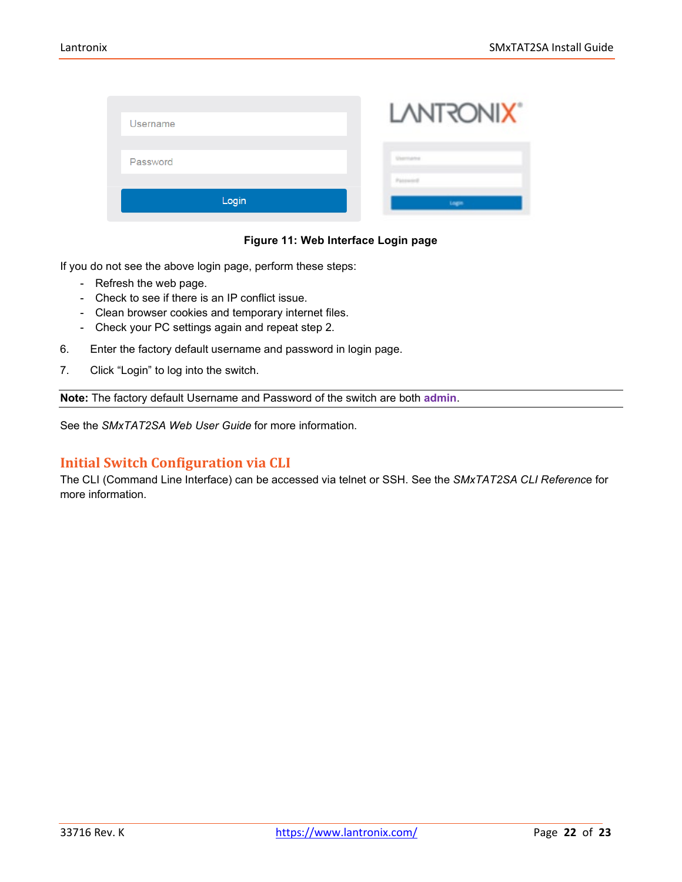Figure 11: Web Interface Login page

If you do not see the above login page, perform these steps:

- Refresh the web page.
- Check to see if there is an IP conflict issue.
- Clean browser cookies and temporary internet files.
- Check your PC settings again and repeat step 2.

6. Enter the factory default username and password in login page.
7. Click “Login” to log into the switch.

**Note:** The factory default Username and Password of the switch are both **admin**.

See the *SMxTAT2SA Web User Guide* for more information.

## Initial Switch Configuration via CLI

The CLI (Command Line Interface) can be accessed via telnet or SSH. See the *SMxTAT2SA CLI Reference* for more information.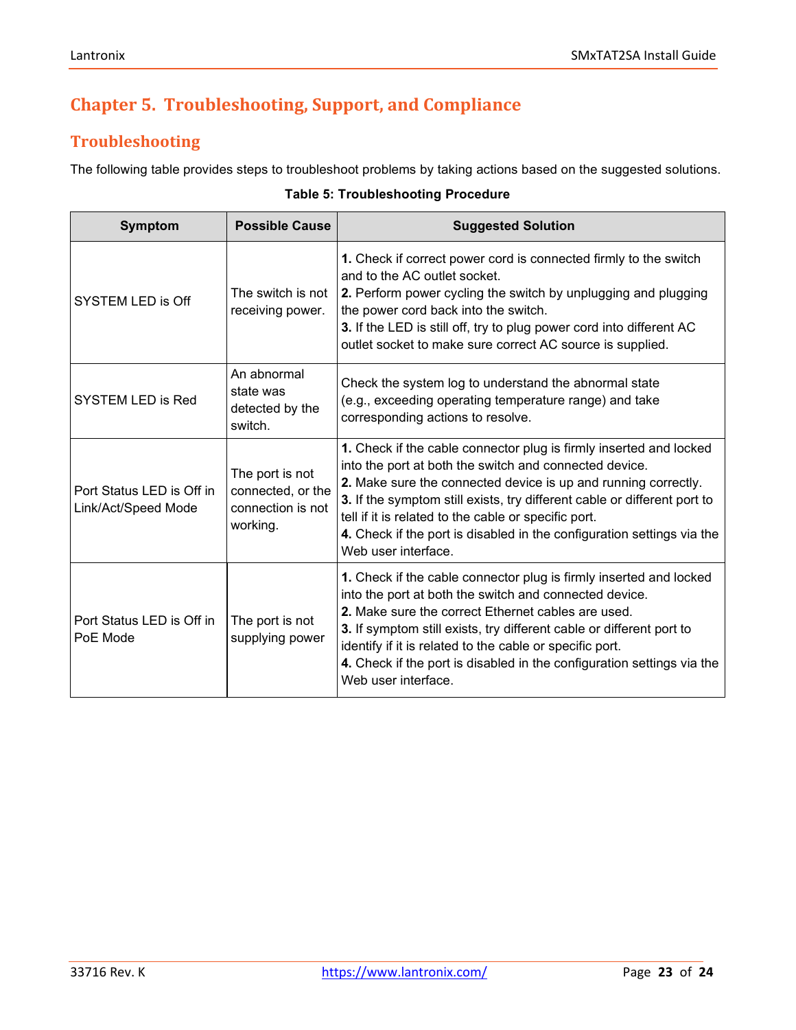# Chapter 5. Troubleshooting, Support, and Compliance

## Troubleshooting

The following table provides steps to troubleshoot problems by taking actions based on the suggested solutions.

**Table 5: Troubleshooting Procedure**

| Symptom | Possible Cause | Suggested Solution |
|---|---|---|
| SYSTEM LED is Off | The switch is not receiving power. | **1.** Check if correct power cord is connected firmly to the switch and to the AC outlet socket.<br>**2.** Perform power cycling the switch by unplugging and plugging the power cord back into the switch.<br>**3.** If the LED is still off, try to plug power cord into different AC outlet socket to make sure correct AC source is supplied. |
| SYSTEM LED is Red | An abnormal state was detected by the switch. | Check the system log to understand the abnormal state (e.g., exceeding operating temperature range) and take corresponding actions to resolve. |
| Port Status LED is Off in Link/Act/Speed Mode | The port is not connected, or the connection is not working. | **1.** Check if the cable connector plug is firmly inserted and locked into the port at both the switch and connected device.<br>**2.** Make sure the connected device is up and running correctly.<br>**3.** If the symptom still exists, try different cable or different port to tell if it is related to the cable or specific port.<br>**4.** Check if the port is disabled in the configuration settings via the Web user interface. |
| Port Status LED is Off in PoE Mode | The port is not supplying power | **1.** Check if the cable connector plug is firmly inserted and locked into the port at both the switch and connected device.<br>**2.** Make sure the correct Ethernet cables are used.<br>**3.** If symptom still exists, try different cable or different port to identify if it is related to the cable or specific port.<br>**4.** Check if the port is disabled in the configuration settings via the Web user interface. |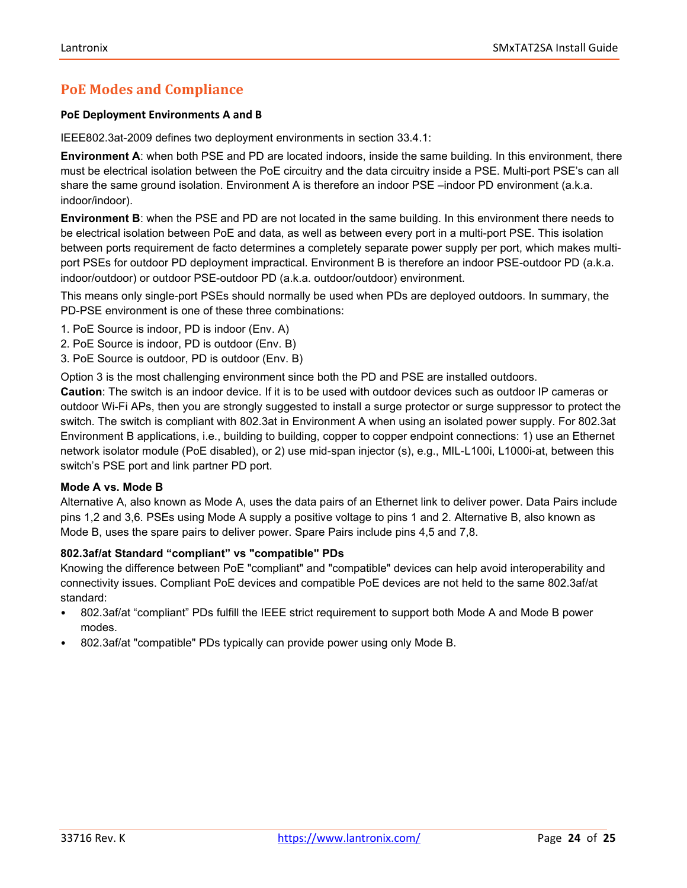## PoE Modes and Compliance

**PoE Deployment Environments A and B**

IEEE802.3at-2009 defines two deployment environments in section 33.4.1:

**Environment A**: when both PSE and PD are located indoors, inside the same building. In this environment, there must be electrical isolation between the PoE circuitry and the data circuitry inside a PSE. Multi-port PSE's can all share the same ground isolation. Environment A is therefore an indoor PSE –indoor PD environment (a.k.a. indoor/indoor).

**Environment B**: when the PSE and PD are not located in the same building. In this environment there needs to be electrical isolation between PoE and data, as well as between every port in a multi-port PSE. This isolation between ports requirement de facto determines a completely separate power supply per port, which makes multi-port PSEs for outdoor PD deployment impractical. Environment B is therefore an indoor PSE-outdoor PD (a.k.a. indoor/outdoor) or outdoor PSE-outdoor PD (a.k.a. outdoor/outdoor) environment.

This means only single-port PSEs should normally be used when PDs are deployed outdoors. In summary, the PD-PSE environment is one of these three combinations:

1. PoE Source is indoor, PD is indoor (Env. A)
2. PoE Source is indoor, PD is outdoor (Env. B)
3. PoE Source is outdoor, PD is outdoor (Env. B)

Option 3 is the most challenging environment since both the PD and PSE are installed outdoors.
**Caution**: The switch is an indoor device. If it is to be used with outdoor devices such as outdoor IP cameras or outdoor Wi-Fi APs, then you are strongly suggested to install a surge protector or surge suppressor to protect the switch. The switch is compliant with 802.3at in Environment A when using an isolated power supply. For 802.3at Environment B applications, i.e., building to building, copper to copper endpoint connections: 1) use an Ethernet network isolator module (PoE disabled), or 2) use mid-span injector (s), e.g., MIL-L100i, L1000i-at, between this switch's PSE port and link partner PD port.

**Mode A vs. Mode B**

Alternative A, also known as Mode A, uses the data pairs of an Ethernet link to deliver power. Data Pairs include pins 1,2 and 3,6. PSEs using Mode A supply a positive voltage to pins 1 and 2. Alternative B, also known as Mode B, uses the spare pairs to deliver power. Spare Pairs include pins 4,5 and 7,8.

**802.3af/at Standard "compliant" vs "compatible" PDs**

Knowing the difference between PoE "compliant" and "compatible" devices can help avoid interoperability and connectivity issues. Compliant PoE devices and compatible PoE devices are not held to the same 802.3af/at standard:

- 802.3af/at "compliant" PDs fulfill the IEEE strict requirement to support both Mode A and Mode B power modes.
- 802.3af/at "compatible" PDs typically can provide power using only Mode B.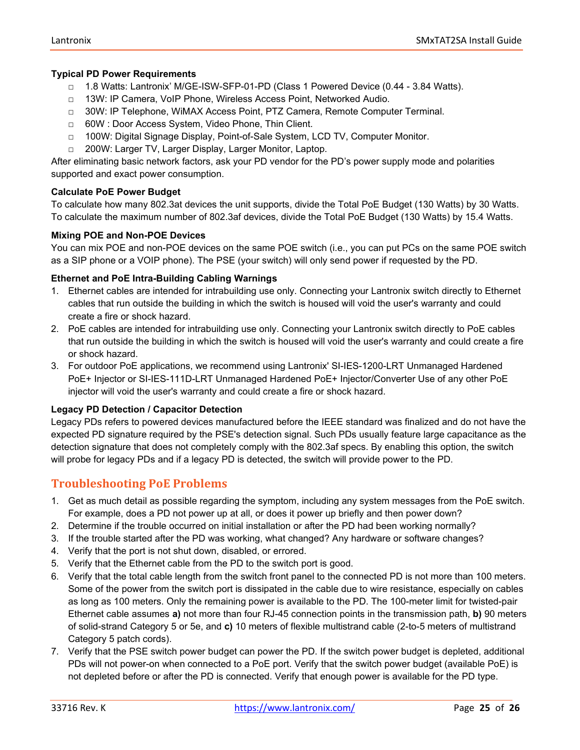**Typical PD Power Requirements**

- 1.8 Watts: Lantronix' M/GE-ISW-SFP-01-PD (Class 1 Powered Device (0.44 - 3.84 Watts).
- 13W: IP Camera, VoIP Phone, Wireless Access Point, Networked Audio.
- 30W: IP Telephone, WiMAX Access Point, PTZ Camera, Remote Computer Terminal.
- 60W : Door Access System, Video Phone, Thin Client.
- 100W: Digital Signage Display, Point-of-Sale System, LCD TV, Computer Monitor.
- 200W: Larger TV, Larger Display, Larger Monitor, Laptop.

After eliminating basic network factors, ask your PD vendor for the PD's power supply mode and polarities supported and exact power consumption.

**Calculate PoE Power Budget**

To calculate how many 802.3at devices the unit supports, divide the Total PoE Budget (130 Watts) by 30 Watts. To calculate the maximum number of 802.3af devices, divide the Total PoE Budget (130 Watts) by 15.4 Watts.

**Mixing POE and Non-POE Devices**

You can mix POE and non-POE devices on the same POE switch (i.e., you can put PCs on the same POE switch as a SIP phone or a VOIP phone). The PSE (your switch) will only send power if requested by the PD.

**Ethernet and PoE Intra-Building Cabling Warnings**

1. Ethernet cables are intended for intrabuilding use only. Connecting your Lantronix switch directly to Ethernet cables that run outside the building in which the switch is housed will void the user's warranty and could create a fire or shock hazard.
2. PoE cables are intended for intrabuilding use only. Connecting your Lantronix switch directly to PoE cables that run outside the building in which the switch is housed will void the user's warranty and could create a fire or shock hazard.
3. For outdoor PoE applications, we recommend using Lantronix' SI-IES-1200-LRT Unmanaged Hardened PoE+ Injector or SI-IES-111D-LRT Unmanaged Hardened PoE+ Injector/Converter Use of any other PoE injector will void the user's warranty and could create a fire or shock hazard.

**Legacy PD Detection / Capacitor Detection**

Legacy PDs refers to powered devices manufactured before the IEEE standard was finalized and do not have the expected PD signature required by the PSE's detection signal. Such PDs usually feature large capacitance as the detection signature that does not completely comply with the 802.3af specs. By enabling this option, the switch will probe for legacy PDs and if a legacy PD is detected, the switch will provide power to the PD.

## Troubleshooting PoE Problems

1. Get as much detail as possible regarding the symptom, including any system messages from the PoE switch. For example, does a PD not power up at all, or does it power up briefly and then power down?
2. Determine if the trouble occurred on initial installation or after the PD had been working normally?
3. If the trouble started after the PD was working, what changed? Any hardware or software changes?
4. Verify that the port is not shut down, disabled, or errored.
5. Verify that the Ethernet cable from the PD to the switch port is good.
6. Verify that the total cable length from the switch front panel to the connected PD is not more than 100 meters. Some of the power from the switch port is dissipated in the cable due to wire resistance, especially on cables as long as 100 meters. Only the remaining power is available to the PD. The 100-meter limit for twisted-pair Ethernet cable assumes **a)** not more than four RJ-45 connection points in the transmission path, **b)** 90 meters of solid-strand Category 5 or 5e, and **c)** 10 meters of flexible multistrand cable (2-to-5 meters of multistrand Category 5 patch cords).
7. Verify that the PSE switch power budget can power the PD. If the switch power budget is depleted, additional PDs will not power-on when connected to a PoE port. Verify that the switch power budget (available PoE) is not depleted before or after the PD is connected. Verify that enough power is available for the PD type.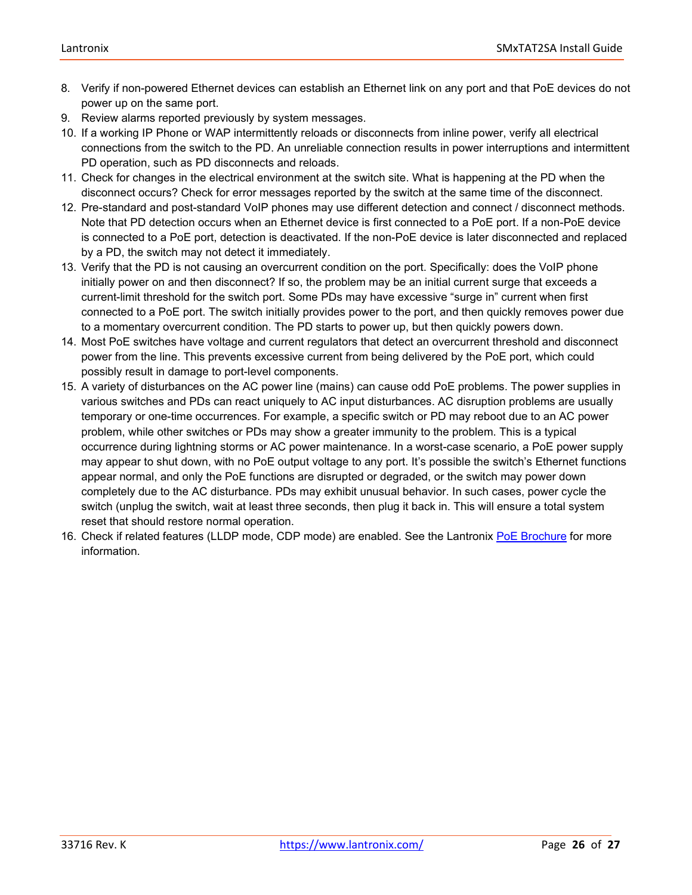8. Verify if non-powered Ethernet devices can establish an Ethernet link on any port and that PoE devices do not power up on the same port.
9. Review alarms reported previously by system messages.
10. If a working IP Phone or WAP intermittently reloads or disconnects from inline power, verify all electrical connections from the switch to the PD. An unreliable connection results in power interruptions and intermittent PD operation, such as PD disconnects and reloads.
11. Check for changes in the electrical environment at the switch site. What is happening at the PD when the disconnect occurs? Check for error messages reported by the switch at the same time of the disconnect.
12. Pre-standard and post-standard VoIP phones may use different detection and connect / disconnect methods. Note that PD detection occurs when an Ethernet device is first connected to a PoE port. If a non-PoE device is connected to a PoE port, detection is deactivated. If the non-PoE device is later disconnected and replaced by a PD, the switch may not detect it immediately.
13. Verify that the PD is not causing an overcurrent condition on the port. Specifically: does the VoIP phone initially power on and then disconnect? If so, the problem may be an initial current surge that exceeds a current-limit threshold for the switch port. Some PDs may have excessive "surge in" current when first connected to a PoE port. The switch initially provides power to the port, and then quickly removes power due to a momentary overcurrent condition. The PD starts to power up, but then quickly powers down.
14. Most PoE switches have voltage and current regulators that detect an overcurrent threshold and disconnect power from the line. This prevents excessive current from being delivered by the PoE port, which could possibly result in damage to port-level components.
15. A variety of disturbances on the AC power line (mains) can cause odd PoE problems. The power supplies in various switches and PDs can react uniquely to AC input disturbances. AC disruption problems are usually temporary or one-time occurrences. For example, a specific switch or PD may reboot due to an AC power problem, while other switches or PDs may show a greater immunity to the problem. This is a typical occurrence during lightning storms or AC power maintenance. In a worst-case scenario, a PoE power supply may appear to shut down, with no PoE output voltage to any port. It's possible the switch's Ethernet functions appear normal, and only the PoE functions are disrupted or degraded, or the switch may power down completely due to the AC disturbance. PDs may exhibit unusual behavior. In such cases, power cycle the switch (unplug the switch, wait at least three seconds, then plug it back in. This will ensure a total system reset that should restore normal operation.
16. Check if related features (LLDP mode, CDP mode) are enabled. See the Lantronix PoE Brochure for more information.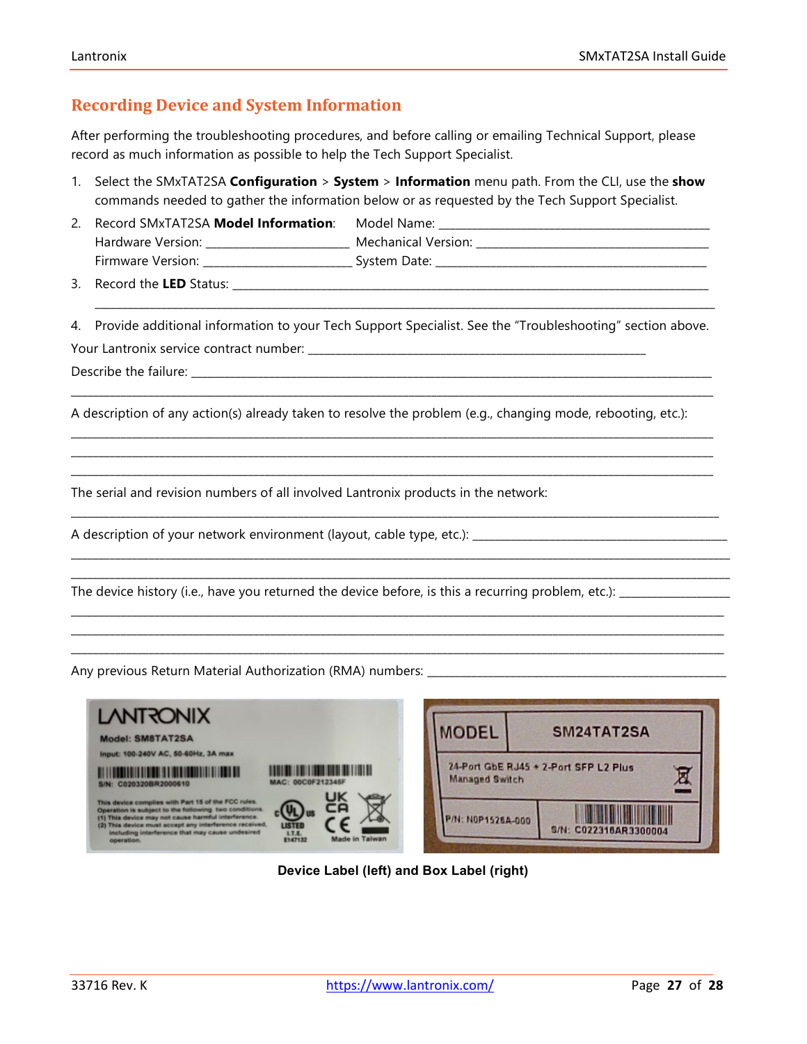## Recording Device and System Information

After performing the troubleshooting procedures, and before calling or emailing Technical Support, please record as much information as possible to help the Tech Support Specialist.

1. Select the SMxTAT2SA **Configuration** > **System** > **Information** menu path. From the CLI, use the **show** commands needed to gather the information below or as requested by the Tech Support Specialist.
2. Record SMxTAT2SA **Model Information**: Model Name: ____________________
   Hardware Version: ____________________ Mechanical Version: ____________________
   Firmware Version: ____________________ System Date: ____________________
3. Record the **LED** Status: ____________________
   ____________________
4. Provide additional information to your Tech Support Specialist. See the "Troubleshooting" section above.

Your Lantronix service contract number: ____________________

Describe the failure: ____________________

____________________

A description of any action(s) already taken to resolve the problem (e.g., changing mode, rebooting, etc.):

____________________

____________________

____________________

The serial and revision numbers of all involved Lantronix products in the network:

____________________

A description of your network environment (layout, cable type, etc.): ____________________

____________________

____________________

The device history (i.e., have you returned the device before, is this a recurring problem, etc.): ____________________

____________________

____________________

____________________

Any previous Return Material Authorization (RMA) numbers: ____________________

**Device Label (left) and Box Label (right)**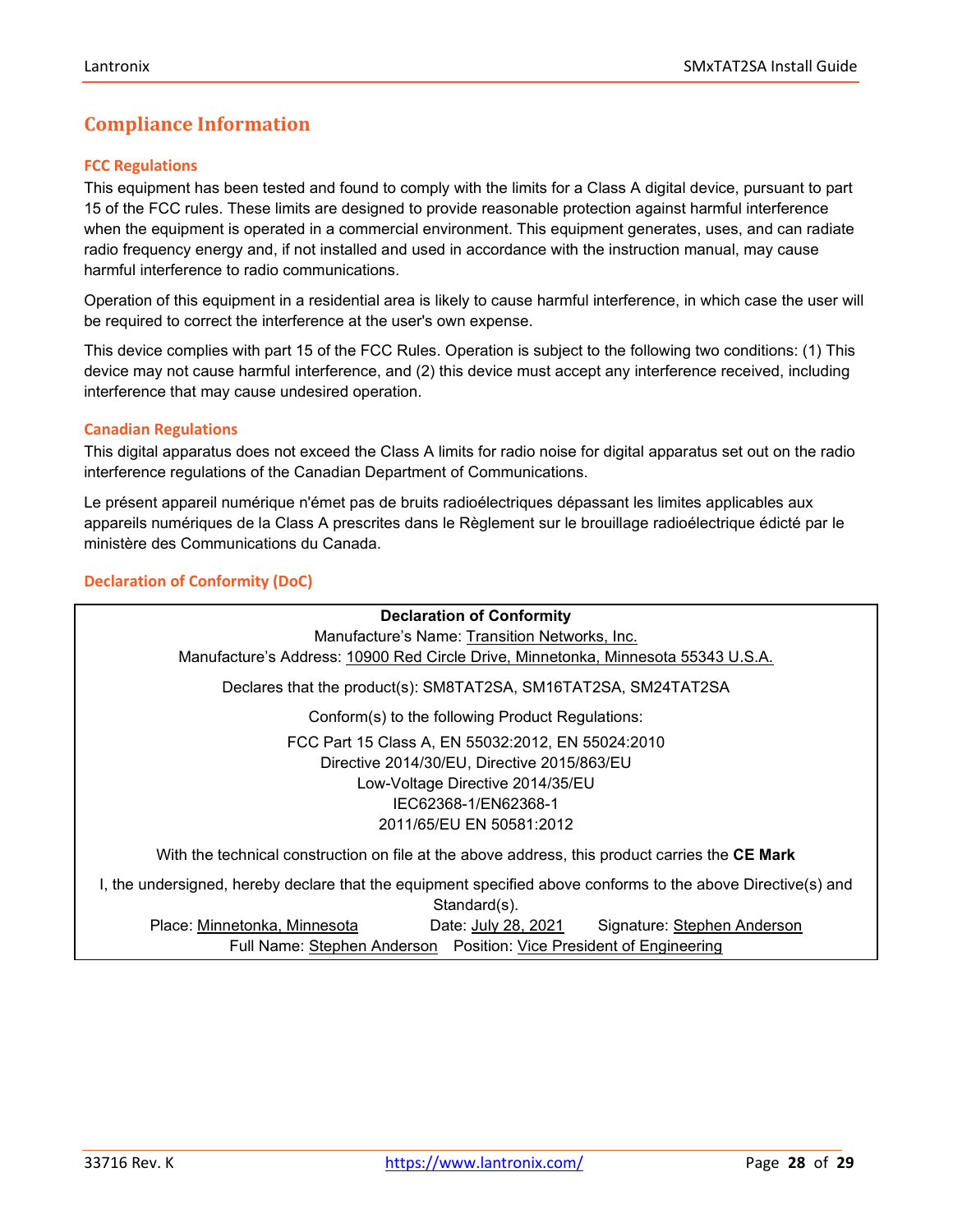# Compliance Information

### FCC Regulations

This equipment has been tested and found to comply with the limits for a Class A digital device, pursuant to part 15 of the FCC rules. These limits are designed to provide reasonable protection against harmful interference when the equipment is operated in a commercial environment. This equipment generates, uses, and can radiate radio frequency energy and, if not installed and used in accordance with the instruction manual, may cause harmful interference to radio communications.

Operation of this equipment in a residential area is likely to cause harmful interference, in which case the user will be required to correct the interference at the user's own expense.

This device complies with part 15 of the FCC Rules. Operation is subject to the following two conditions: (1) This device may not cause harmful interference, and (2) this device must accept any interference received, including interference that may cause undesired operation.

### Canadian Regulations

This digital apparatus does not exceed the Class A limits for radio noise for digital apparatus set out on the radio interference regulations of the Canadian Department of Communications.

Le présent appareil numérique n'émet pas de bruits radioélectriques dépassant les limites applicables aux appareils numériques de la Class A prescrites dans le Règlement sur le brouillage radioélectrique édicté par le ministère des Communications du Canada.

### Declaration of Conformity (DoC)

**Declaration of Conformity**

Manufacture's Name: Transition Networks, Inc.
Manufacture's Address: 10900 Red Circle Drive, Minnetonka, Minnesota 55343 U.S.A.

Declares that the product(s): SM8TAT2SA, SM16TAT2SA, SM24TAT2SA

Conform(s) to the following Product Regulations:

FCC Part 15 Class A, EN 55032:2012, EN 55024:2010
Directive 2014/30/EU, Directive 2015/863/EU
Low-Voltage Directive 2014/35/EU
IEC62368-1/EN62368-1
2011/65/EU EN 50581:2012

With the technical construction on file at the above address, this product carries the **CE Mark**

I, the undersigned, hereby declare that the equipment specified above conforms to the above Directive(s) and Standard(s).

Place: Minnetonka, Minnesota Date: July 28, 2021 Signature: Stephen Anderson
Full Name: Stephen Anderson Position: Vice President of Engineering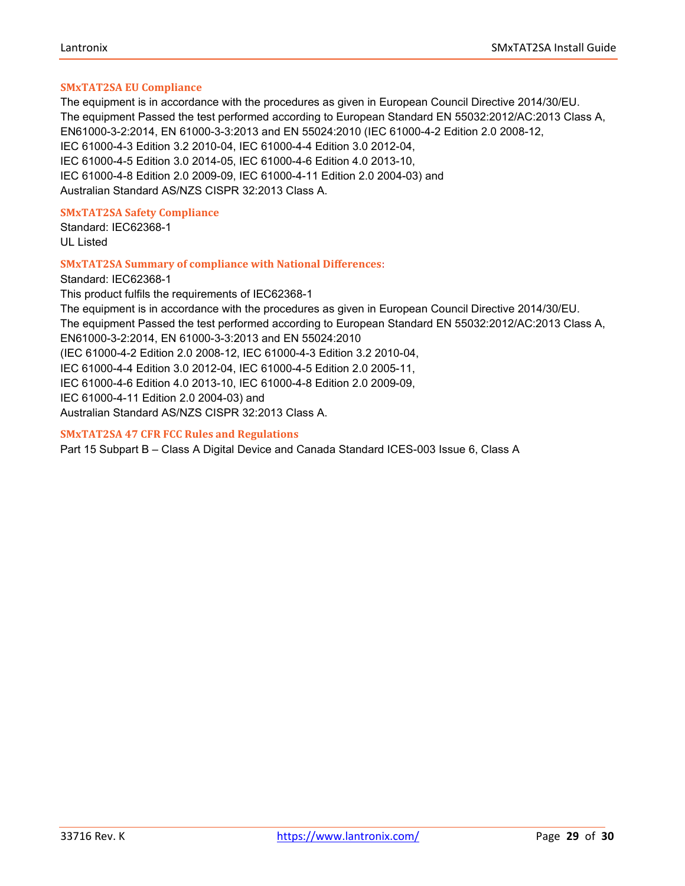### SMxTAT2SA EU Compliance

The equipment is in accordance with the procedures as given in European Council Directive 2014/30/EU.
The equipment Passed the test performed according to European Standard EN 55032:2012/AC:2013 Class A, EN61000-3-2:2014, EN 61000-3-3:2013 and EN 55024:2010 (IEC 61000-4-2 Edition 2.0 2008-12, IEC 61000-4-3 Edition 3.2 2010-04, IEC 61000-4-4 Edition 3.0 2012-04, IEC 61000-4-5 Edition 3.0 2014-05, IEC 61000-4-6 Edition 4.0 2013-10, IEC 61000-4-8 Edition 2.0 2009-09, IEC 61000-4-11 Edition 2.0 2004-03) and Australian Standard AS/NZS CISPR 32:2013 Class A.

### SMxTAT2SA Safety Compliance

Standard: IEC62368-1
UL Listed

### SMxTAT2SA Summary of compliance with National Differences:

Standard: IEC62368-1
This product fulfils the requirements of IEC62368-1
The equipment is in accordance with the procedures as given in European Council Directive 2014/30/EU.
The equipment Passed the test performed according to European Standard EN 55032:2012/AC:2013 Class A, EN61000-3-2:2014, EN 61000-3-3:2013 and EN 55024:2010 (IEC 61000-4-2 Edition 2.0 2008-12, IEC 61000-4-3 Edition 3.2 2010-04, IEC 61000-4-4 Edition 3.0 2012-04, IEC 61000-4-5 Edition 2.0 2005-11, IEC 61000-4-6 Edition 4.0 2013-10, IEC 61000-4-8 Edition 2.0 2009-09, IEC 61000-4-11 Edition 2.0 2004-03) and Australian Standard AS/NZS CISPR 32:2013 Class A.

### SMxTAT2SA 47 CFR FCC Rules and Regulations

Part 15 Subpart B – Class A Digital Device and Canada Standard ICES-003 Issue 6, Class A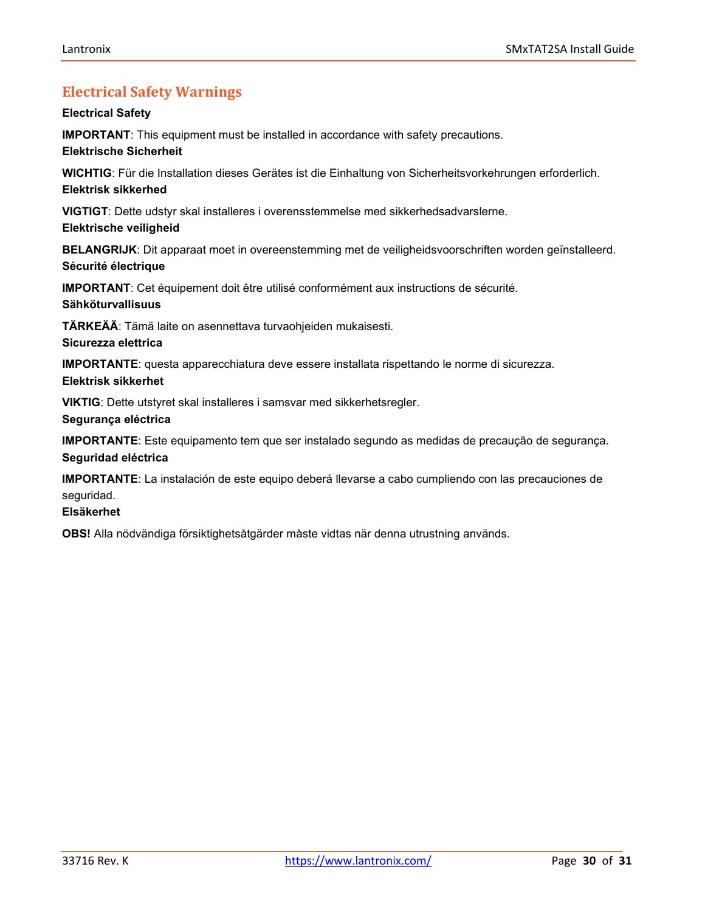## Electrical Safety Warnings

**Electrical Safety**

**IMPORTANT**: This equipment must be installed in accordance with safety precautions.

**Elektrische Sicherheit**

**WICHTIG**: Für die Installation dieses Gerätes ist die Einhaltung von Sicherheitsvorkehrungen erforderlich.

**Elektrisk sikkerhed**

**VIGTIGT**: Dette udstyr skal installeres i overensstemmelse med sikkerhedsadvarslerne.

**Elektrische veiligheid**

**BELANGRIJK**: Dit apparaat moet in overeenstemming met de veiligheidsvoorschriften worden geïnstalleerd.

**Sécurité électrique**

**IMPORTANT**: Cet équipement doit être utilisé conformément aux instructions de sécurité.

**Sähköturvallisuus**

**TÄRKEÄÄ**: Tämä laite on asennettava turvaohjeiden mukaisesti.

**Sicurezza elettrica**

**IMPORTANTE**: questa apparecchiatura deve essere installata rispettando le norme di sicurezza.

**Elektrisk sikkerhet**

**VIKTIG**: Dette utstyret skal installeres i samsvar med sikkerhetsregler.

**Segurança eléctrica**

**IMPORTANTE**: Este equipamento tem que ser instalado segundo as medidas de precaução de segurança.

**Seguridad eléctrica**

**IMPORTANTE**: La instalación de este equipo deberá llevarse a cabo cumpliendo con las precauciones de seguridad.

**Elsäkerhet**

**OBS!** Alla nödvändiga försiktighetsåtgärder måste vidtas när denna utrustning används.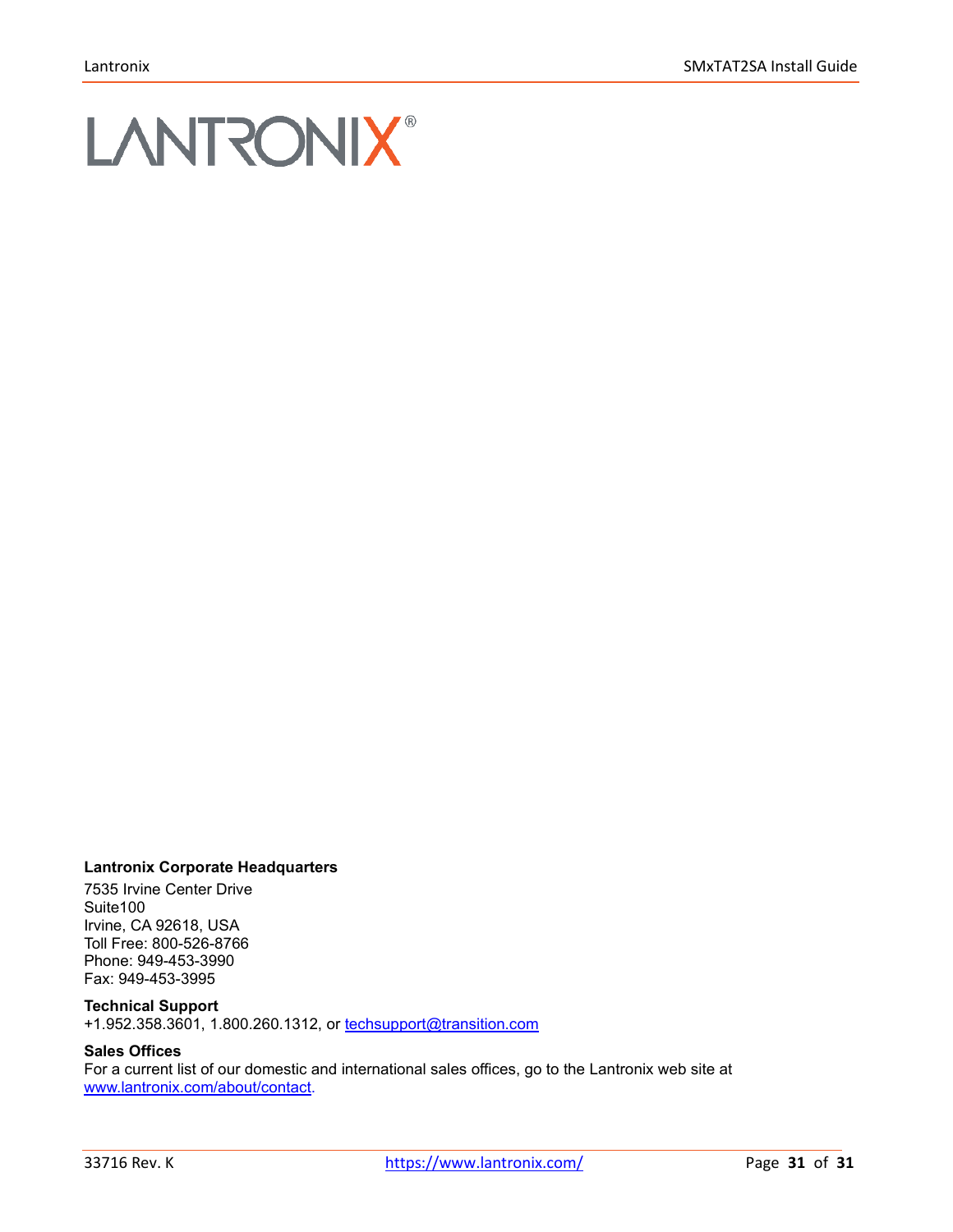LANTRONIX®

**Lantronix Corporate Headquarters**

7535 Irvine Center Drive
Suite100
Irvine, CA 92618, USA
Toll Free: 800-526-8766
Phone: 949-453-3990
Fax: 949-453-3995

**Technical Support**

+1.952.358.3601, 1.800.260.1312, or techsupport@transition.com

**Sales Offices**

For a current list of our domestic and international sales offices, go to the Lantronix web site at www.lantronix.com/about/contact.